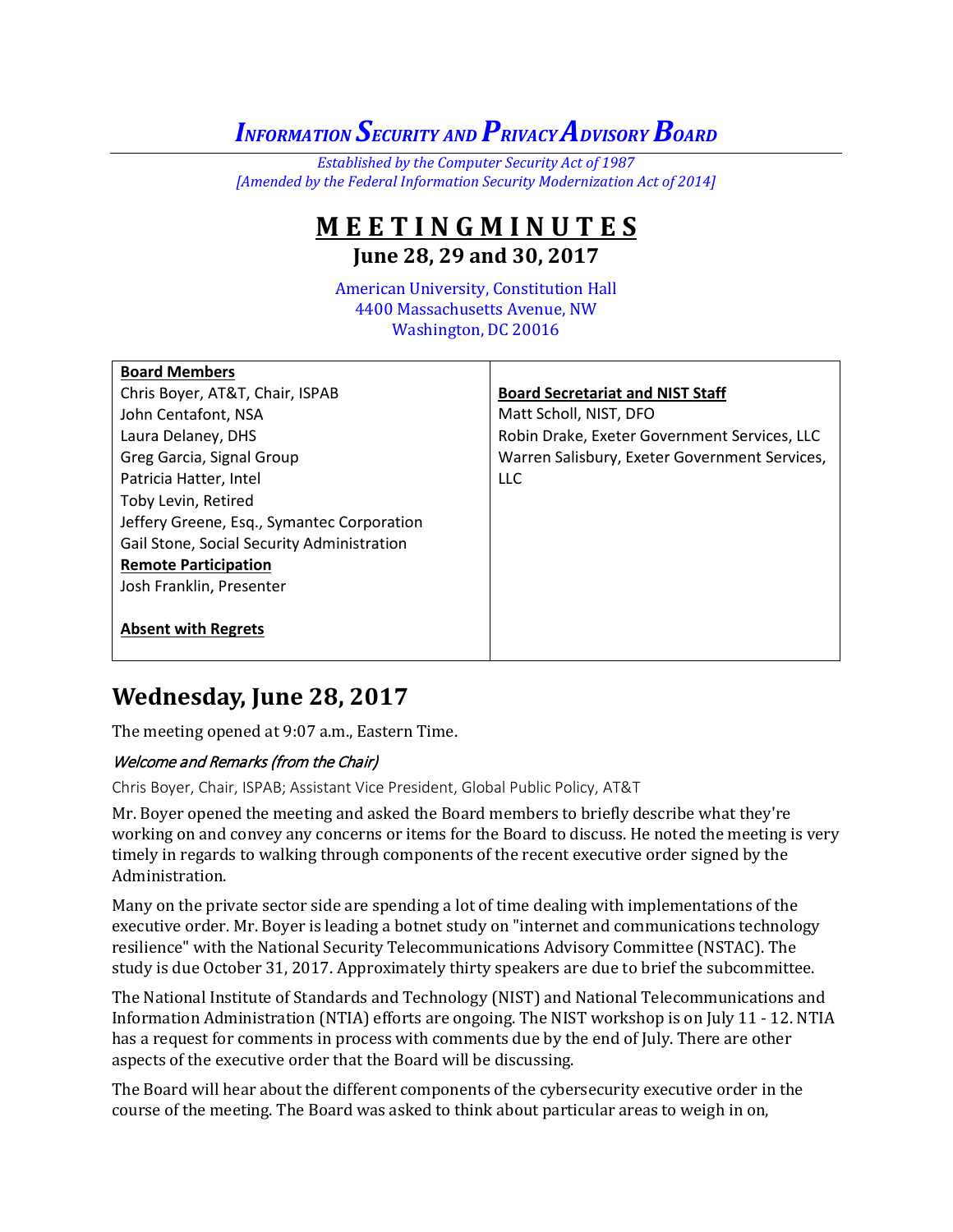# *INFORMATION SECURITY AND PRIVACY ADVISORY BOARD*

*Established by the Computer Security Act of 1987*
*[Amended by the Federal Information Security Modernization Act of 2014]*

## MEETING MINUTES

**June 28, 29 and 30, 2017**

American University, Constitution Hall
4400 Massachusetts Avenue, NW
Washington, DC 20016

| **Board Members** | **Board Secretariat and NIST Staff** |
|---|---|
| Chris Boyer, AT&T, Chair, ISPAB | Matt Scholl, NIST, DFO |
| John Centafont, NSA | Robin Drake, Exeter Government Services, LLC |
| Laura Delaney, DHS | Warren Salisbury, Exeter Government Services, LLC |
| Greg Garcia, Signal Group | |
| Patricia Hatter, Intel | |
| Toby Levin, Retired | |
| Jeffery Greene, Esq., Symantec Corporation | |
| Gail Stone, Social Security Administration | |
| **Remote Participation** | |
| Josh Franklin, Presenter | |
| **Absent with Regrets** | |

# Wednesday, June 28, 2017

The meeting opened at 9:07 a.m., Eastern Time.

### *Welcome and Remarks (from the Chair)*

Chris Boyer, Chair, ISPAB; Assistant Vice President, Global Public Policy, AT&T

Mr. Boyer opened the meeting and asked the Board members to briefly describe what they're working on and convey any concerns or items for the Board to discuss. He noted the meeting is very timely in regards to walking through components of the recent executive order signed by the Administration.

Many on the private sector side are spending a lot of time dealing with implementations of the executive order. Mr. Boyer is leading a botnet study on "internet and communications technology resilience" with the National Security Telecommunications Advisory Committee (NSTAC). The study is due October 31, 2017. Approximately thirty speakers are due to brief the subcommittee.

The National Institute of Standards and Technology (NIST) and National Telecommunications and Information Administration (NTIA) efforts are ongoing. The NIST workshop is on July 11 - 12. NTIA has a request for comments in process with comments due by the end of July. There are other aspects of the executive order that the Board will be discussing.

The Board will hear about the different components of the cybersecurity executive order in the course of the meeting. The Board was asked to think about particular areas to weigh in on,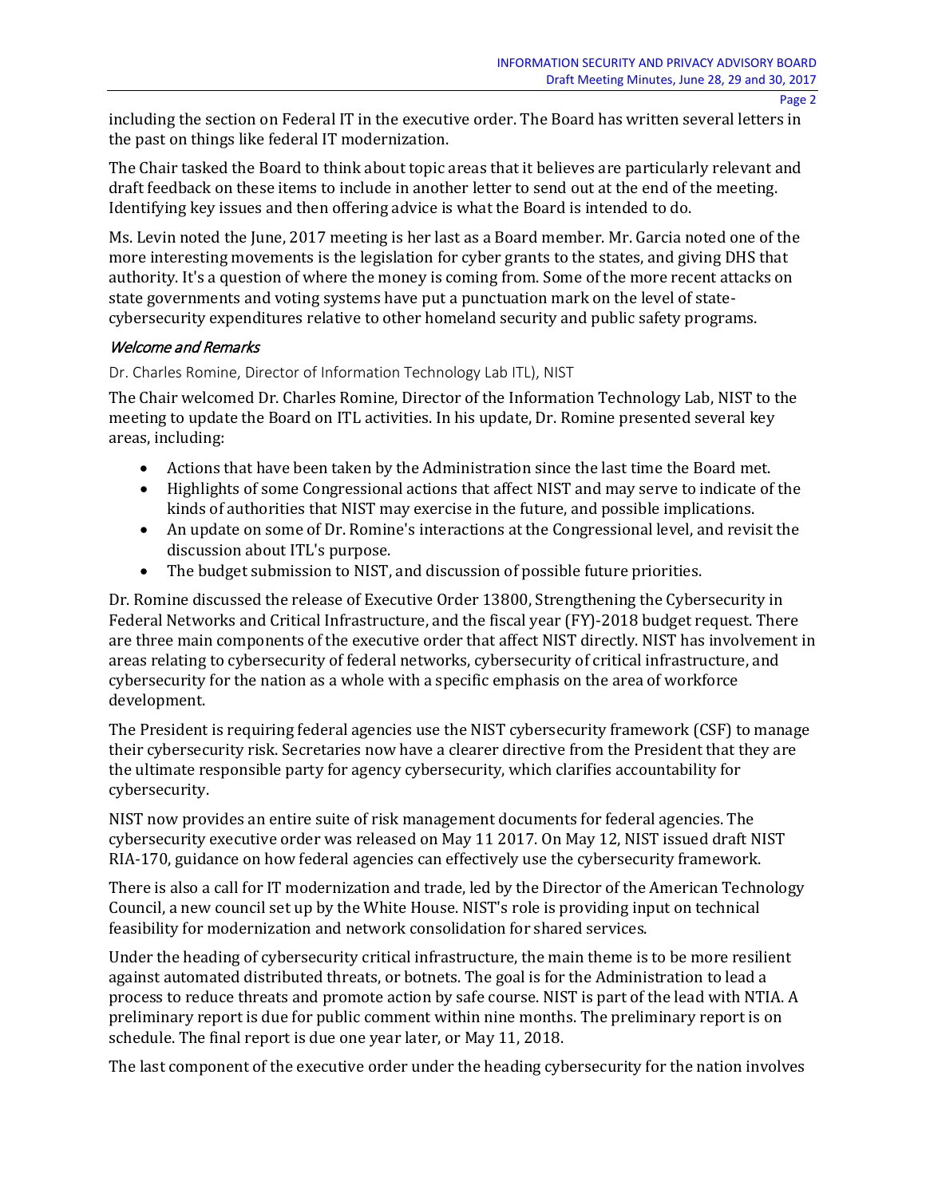including the section on Federal IT in the executive order. The Board has written several letters in the past on things like federal IT modernization.

The Chair tasked the Board to think about topic areas that it believes are particularly relevant and draft feedback on these items to include in another letter to send out at the end of the meeting. Identifying key issues and then offering advice is what the Board is intended to do.

Ms. Levin noted the June, 2017 meeting is her last as a Board member. Mr. Garcia noted one of the more interesting movements is the legislation for cyber grants to the states, and giving DHS that authority. It's a question of where the money is coming from. Some of the more recent attacks on state governments and voting systems have put a punctuation mark on the level of state-cybersecurity expenditures relative to other homeland security and public safety programs.

### *Welcome and Remarks*

Dr. Charles Romine, Director of Information Technology Lab ITL), NIST

The Chair welcomed Dr. Charles Romine, Director of the Information Technology Lab, NIST to the meeting to update the Board on ITL activities. In his update, Dr. Romine presented several key areas, including:

- Actions that have been taken by the Administration since the last time the Board met.
- Highlights of some Congressional actions that affect NIST and may serve to indicate of the kinds of authorities that NIST may exercise in the future, and possible implications.
- An update on some of Dr. Romine's interactions at the Congressional level, and revisit the discussion about ITL's purpose.
- The budget submission to NIST, and discussion of possible future priorities.

Dr. Romine discussed the release of Executive Order 13800, Strengthening the Cybersecurity in Federal Networks and Critical Infrastructure, and the fiscal year (FY)-2018 budget request. There are three main components of the executive order that affect NIST directly. NIST has involvement in areas relating to cybersecurity of federal networks, cybersecurity of critical infrastructure, and cybersecurity for the nation as a whole with a specific emphasis on the area of workforce development.

The President is requiring federal agencies use the NIST cybersecurity framework (CSF) to manage their cybersecurity risk. Secretaries now have a clearer directive from the President that they are the ultimate responsible party for agency cybersecurity, which clarifies accountability for cybersecurity.

NIST now provides an entire suite of risk management documents for federal agencies. The cybersecurity executive order was released on May 11 2017. On May 12, NIST issued draft NIST RIA-170, guidance on how federal agencies can effectively use the cybersecurity framework.

There is also a call for IT modernization and trade, led by the Director of the American Technology Council, a new council set up by the White House. NIST's role is providing input on technical feasibility for modernization and network consolidation for shared services.

Under the heading of cybersecurity critical infrastructure, the main theme is to be more resilient against automated distributed threats, or botnets. The goal is for the Administration to lead a process to reduce threats and promote action by safe course. NIST is part of the lead with NTIA. A preliminary report is due for public comment within nine months. The preliminary report is on schedule. The final report is due one year later, or May 11, 2018.

The last component of the executive order under the heading cybersecurity for the nation involves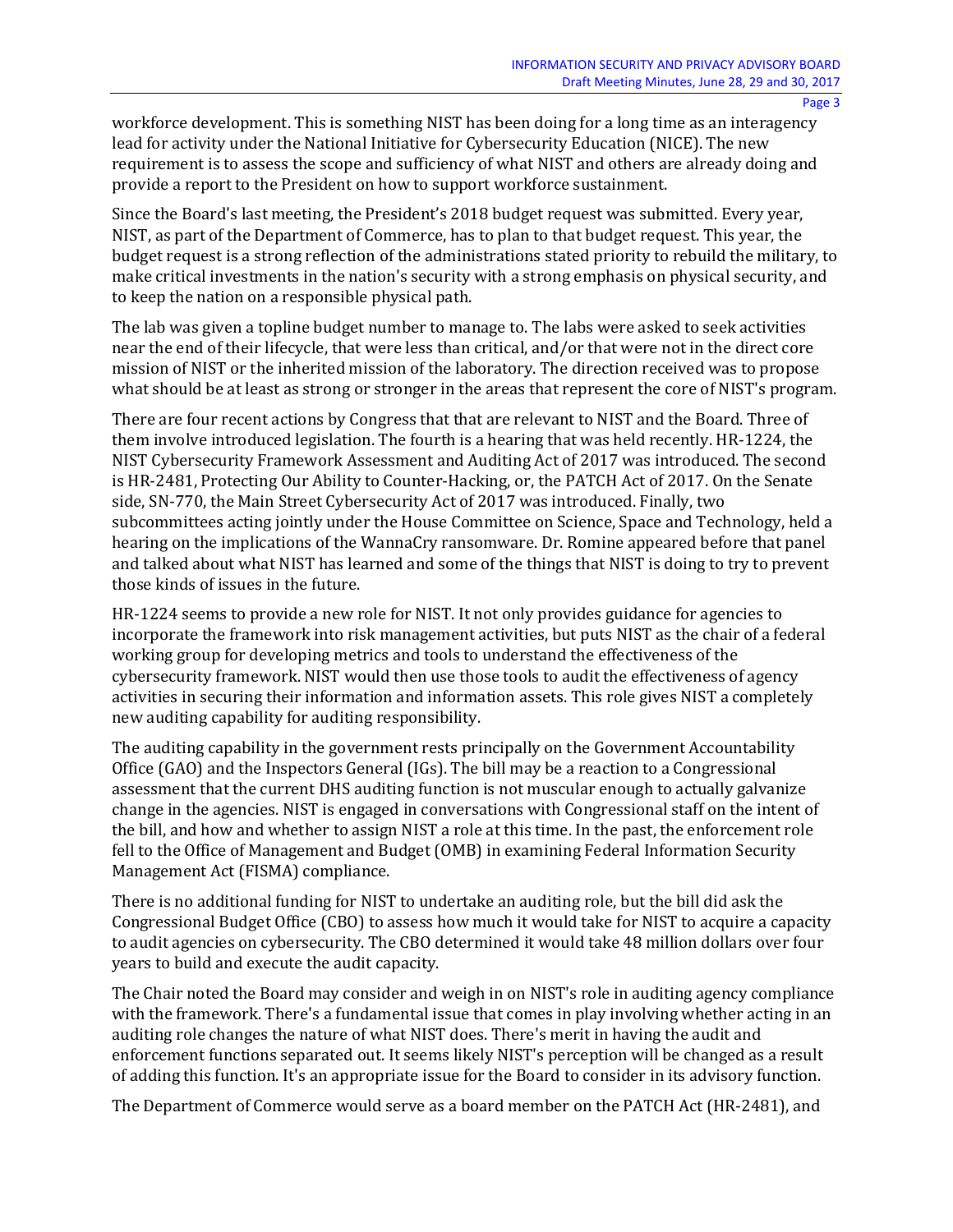workforce development. This is something NIST has been doing for a long time as an interagency lead for activity under the National Initiative for Cybersecurity Education (NICE). The new requirement is to assess the scope and sufficiency of what NIST and others are already doing and provide a report to the President on how to support workforce sustainment.

Since the Board's last meeting, the President's 2018 budget request was submitted. Every year, NIST, as part of the Department of Commerce, has to plan to that budget request. This year, the budget request is a strong reflection of the administrations stated priority to rebuild the military, to make critical investments in the nation's security with a strong emphasis on physical security, and to keep the nation on a responsible physical path.

The lab was given a topline budget number to manage to. The labs were asked to seek activities near the end of their lifecycle, that were less than critical, and/or that were not in the direct core mission of NIST or the inherited mission of the laboratory. The direction received was to propose what should be at least as strong or stronger in the areas that represent the core of NIST's program.

There are four recent actions by Congress that that are relevant to NIST and the Board. Three of them involve introduced legislation. The fourth is a hearing that was held recently. HR-1224, the NIST Cybersecurity Framework Assessment and Auditing Act of 2017 was introduced. The second is HR-2481, Protecting Our Ability to Counter-Hacking, or, the PATCH Act of 2017. On the Senate side, SN-770, the Main Street Cybersecurity Act of 2017 was introduced. Finally, two subcommittees acting jointly under the House Committee on Science, Space and Technology, held a hearing on the implications of the WannaCry ransomware. Dr. Romine appeared before that panel and talked about what NIST has learned and some of the things that NIST is doing to try to prevent those kinds of issues in the future.

HR-1224 seems to provide a new role for NIST. It not only provides guidance for agencies to incorporate the framework into risk management activities, but puts NIST as the chair of a federal working group for developing metrics and tools to understand the effectiveness of the cybersecurity framework. NIST would then use those tools to audit the effectiveness of agency activities in securing their information and information assets. This role gives NIST a completely new auditing capability for auditing responsibility.

The auditing capability in the government rests principally on the Government Accountability Office (GAO) and the Inspectors General (IGs). The bill may be a reaction to a Congressional assessment that the current DHS auditing function is not muscular enough to actually galvanize change in the agencies. NIST is engaged in conversations with Congressional staff on the intent of the bill, and how and whether to assign NIST a role at this time. In the past, the enforcement role fell to the Office of Management and Budget (OMB) in examining Federal Information Security Management Act (FISMA) compliance.

There is no additional funding for NIST to undertake an auditing role, but the bill did ask the Congressional Budget Office (CBO) to assess how much it would take for NIST to acquire a capacity to audit agencies on cybersecurity. The CBO determined it would take 48 million dollars over four years to build and execute the audit capacity.

The Chair noted the Board may consider and weigh in on NIST's role in auditing agency compliance with the framework. There's a fundamental issue that comes in play involving whether acting in an auditing role changes the nature of what NIST does. There's merit in having the audit and enforcement functions separated out. It seems likely NIST's perception will be changed as a result of adding this function. It's an appropriate issue for the Board to consider in its advisory function.

The Department of Commerce would serve as a board member on the PATCH Act (HR-2481), and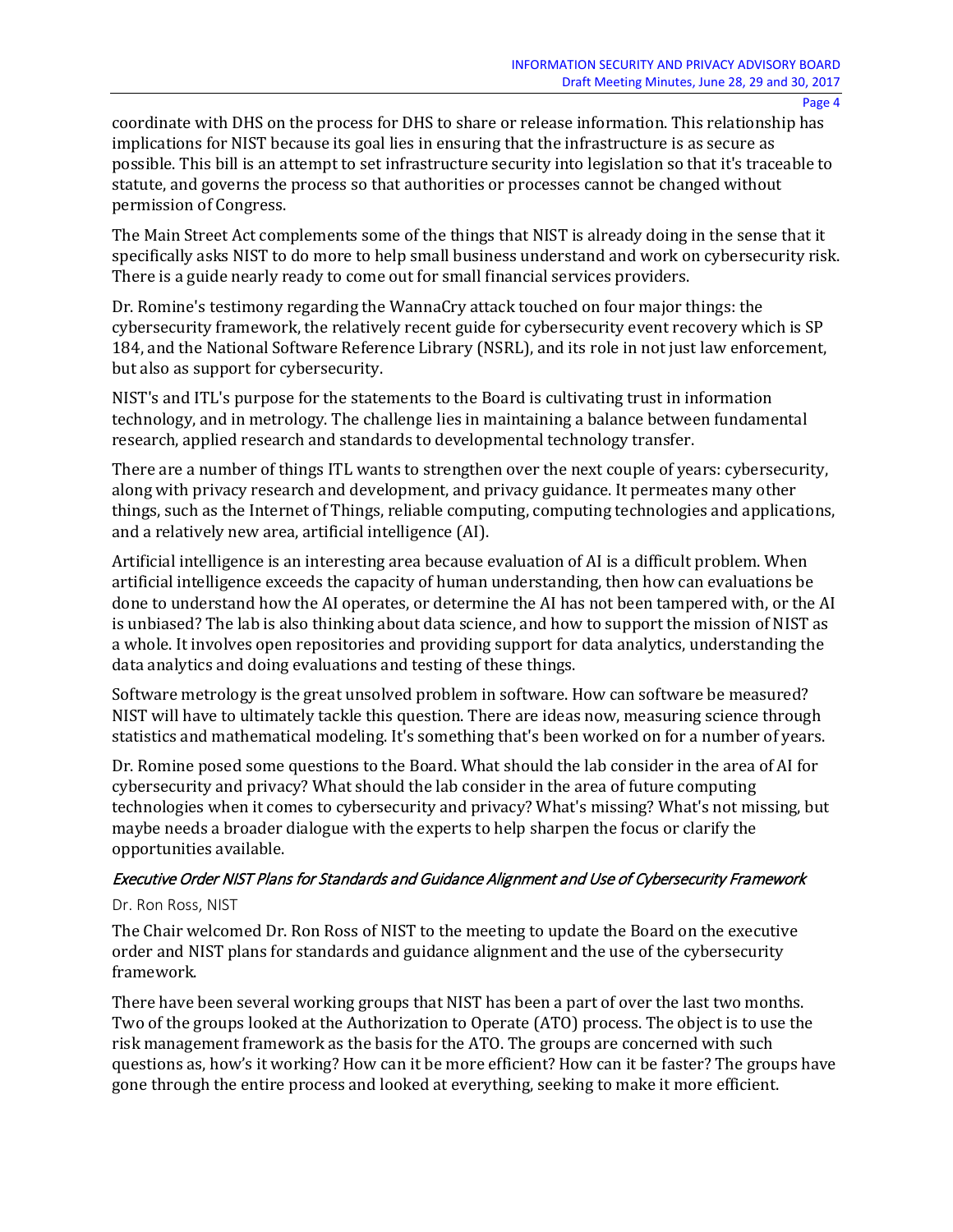coordinate with DHS on the process for DHS to share or release information. This relationship has implications for NIST because its goal lies in ensuring that the infrastructure is as secure as possible. This bill is an attempt to set infrastructure security into legislation so that it's traceable to statute, and governs the process so that authorities or processes cannot be changed without permission of Congress.

The Main Street Act complements some of the things that NIST is already doing in the sense that it specifically asks NIST to do more to help small business understand and work on cybersecurity risk. There is a guide nearly ready to come out for small financial services providers.

Dr. Romine's testimony regarding the WannaCry attack touched on four major things: the cybersecurity framework, the relatively recent guide for cybersecurity event recovery which is SP 184, and the National Software Reference Library (NSRL), and its role in not just law enforcement, but also as support for cybersecurity.

NIST's and ITL's purpose for the statements to the Board is cultivating trust in information technology, and in metrology. The challenge lies in maintaining a balance between fundamental research, applied research and standards to developmental technology transfer.

There are a number of things ITL wants to strengthen over the next couple of years: cybersecurity, along with privacy research and development, and privacy guidance. It permeates many other things, such as the Internet of Things, reliable computing, computing technologies and applications, and a relatively new area, artificial intelligence (AI).

Artificial intelligence is an interesting area because evaluation of AI is a difficult problem. When artificial intelligence exceeds the capacity of human understanding, then how can evaluations be done to understand how the AI operates, or determine the AI has not been tampered with, or the AI is unbiased? The lab is also thinking about data science, and how to support the mission of NIST as a whole. It involves open repositories and providing support for data analytics, understanding the data analytics and doing evaluations and testing of these things.

Software metrology is the great unsolved problem in software. How can software be measured? NIST will have to ultimately tackle this question. There are ideas now, measuring science through statistics and mathematical modeling. It's something that's been worked on for a number of years.

Dr. Romine posed some questions to the Board. What should the lab consider in the area of AI for cybersecurity and privacy? What should the lab consider in the area of future computing technologies when it comes to cybersecurity and privacy? What's missing? What's not missing, but maybe needs a broader dialogue with the experts to help sharpen the focus or clarify the opportunities available.

### *Executive Order NIST Plans for Standards and Guidance Alignment and Use of Cybersecurity Framework*

Dr. Ron Ross, NIST

The Chair welcomed Dr. Ron Ross of NIST to the meeting to update the Board on the executive order and NIST plans for standards and guidance alignment and the use of the cybersecurity framework.

There have been several working groups that NIST has been a part of over the last two months. Two of the groups looked at the Authorization to Operate (ATO) process. The object is to use the risk management framework as the basis for the ATO. The groups are concerned with such questions as, how's it working? How can it be more efficient? How can it be faster? The groups have gone through the entire process and looked at everything, seeking to make it more efficient.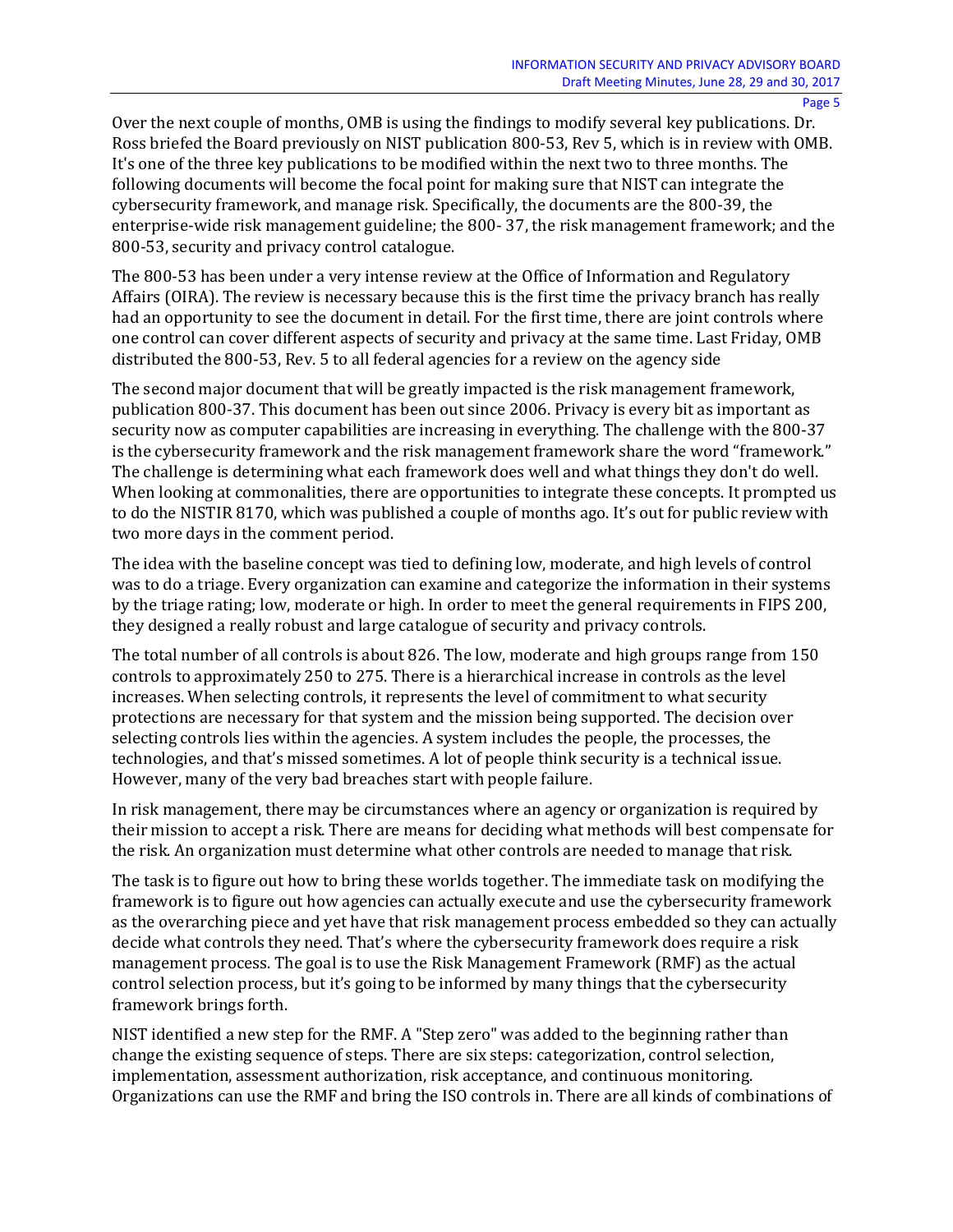Over the next couple of months, OMB is using the findings to modify several key publications. Dr. Ross briefed the Board previously on NIST publication 800-53, Rev 5, which is in review with OMB. It's one of the three key publications to be modified within the next two to three months. The following documents will become the focal point for making sure that NIST can integrate the cybersecurity framework, and manage risk. Specifically, the documents are the 800-39, the enterprise-wide risk management guideline; the 800- 37, the risk management framework; and the 800-53, security and privacy control catalogue.

The 800-53 has been under a very intense review at the Office of Information and Regulatory Affairs (OIRA). The review is necessary because this is the first time the privacy branch has really had an opportunity to see the document in detail. For the first time, there are joint controls where one control can cover different aspects of security and privacy at the same time. Last Friday, OMB distributed the 800-53, Rev. 5 to all federal agencies for a review on the agency side

The second major document that will be greatly impacted is the risk management framework, publication 800-37. This document has been out since 2006. Privacy is every bit as important as security now as computer capabilities are increasing in everything. The challenge with the 800-37 is the cybersecurity framework and the risk management framework share the word "framework." The challenge is determining what each framework does well and what things they don't do well. When looking at commonalities, there are opportunities to integrate these concepts. It prompted us to do the NISTIR 8170, which was published a couple of months ago. It's out for public review with two more days in the comment period.

The idea with the baseline concept was tied to defining low, moderate, and high levels of control was to do a triage. Every organization can examine and categorize the information in their systems by the triage rating; low, moderate or high. In order to meet the general requirements in FIPS 200, they designed a really robust and large catalogue of security and privacy controls.

The total number of all controls is about 826. The low, moderate and high groups range from 150 controls to approximately 250 to 275. There is a hierarchical increase in controls as the level increases. When selecting controls, it represents the level of commitment to what security protections are necessary for that system and the mission being supported. The decision over selecting controls lies within the agencies. A system includes the people, the processes, the technologies, and that's missed sometimes. A lot of people think security is a technical issue. However, many of the very bad breaches start with people failure.

In risk management, there may be circumstances where an agency or organization is required by their mission to accept a risk. There are means for deciding what methods will best compensate for the risk. An organization must determine what other controls are needed to manage that risk.

The task is to figure out how to bring these worlds together. The immediate task on modifying the framework is to figure out how agencies can actually execute and use the cybersecurity framework as the overarching piece and yet have that risk management process embedded so they can actually decide what controls they need. That's where the cybersecurity framework does require a risk management process. The goal is to use the Risk Management Framework (RMF) as the actual control selection process, but it's going to be informed by many things that the cybersecurity framework brings forth.

NIST identified a new step for the RMF. A "Step zero" was added to the beginning rather than change the existing sequence of steps. There are six steps: categorization, control selection, implementation, assessment authorization, risk acceptance, and continuous monitoring. Organizations can use the RMF and bring the ISO controls in. There are all kinds of combinations of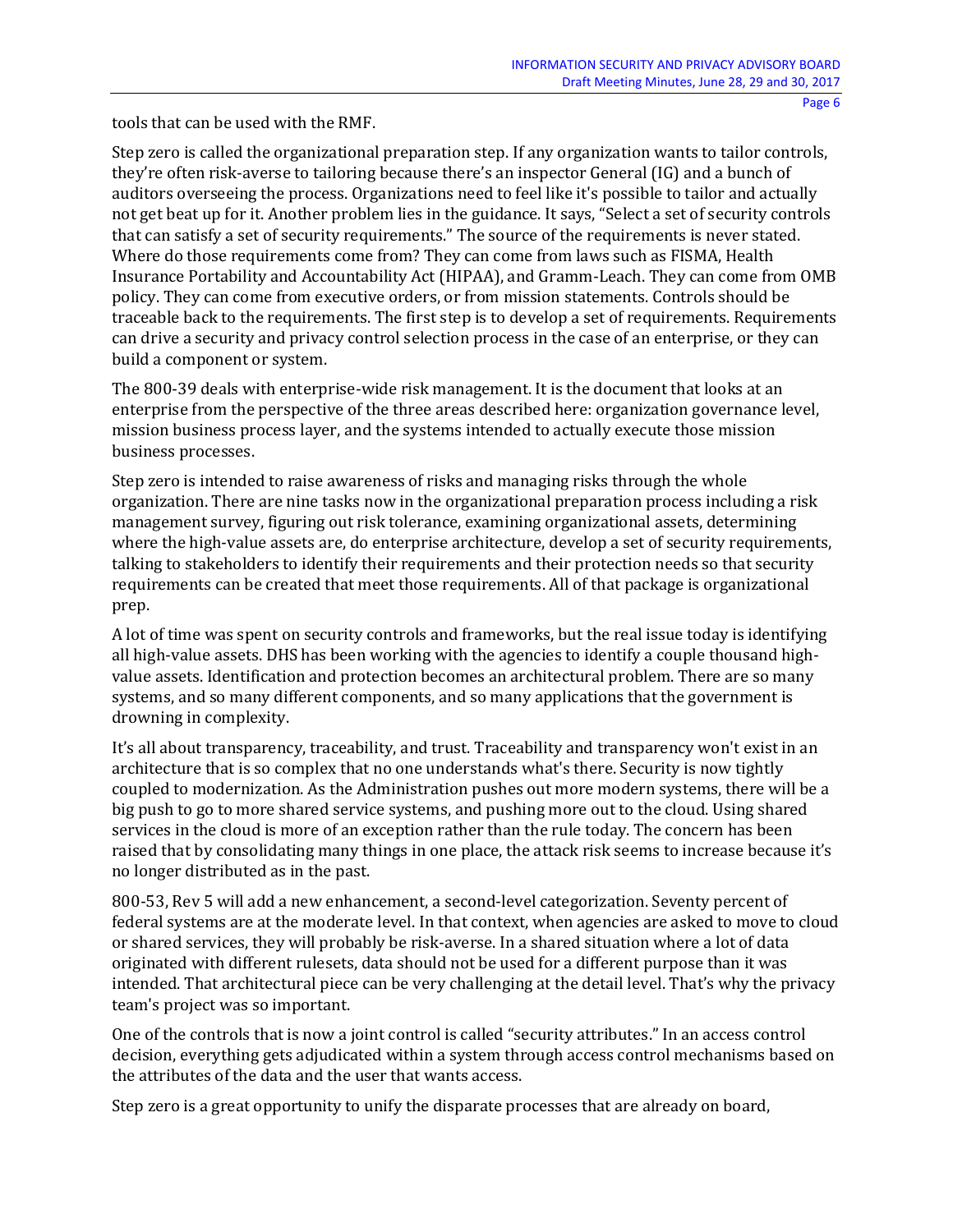tools that can be used with the RMF.

Step zero is called the organizational preparation step. If any organization wants to tailor controls, they're often risk-averse to tailoring because there's an inspector General (IG) and a bunch of auditors overseeing the process. Organizations need to feel like it's possible to tailor and actually not get beat up for it. Another problem lies in the guidance. It says, "Select a set of security controls that can satisfy a set of security requirements." The source of the requirements is never stated. Where do those requirements come from? They can come from laws such as FISMA, Health Insurance Portability and Accountability Act (HIPAA), and Gramm-Leach. They can come from OMB policy. They can come from executive orders, or from mission statements. Controls should be traceable back to the requirements. The first step is to develop a set of requirements. Requirements can drive a security and privacy control selection process in the case of an enterprise, or they can build a component or system.

The 800-39 deals with enterprise-wide risk management. It is the document that looks at an enterprise from the perspective of the three areas described here: organization governance level, mission business process layer, and the systems intended to actually execute those mission business processes.

Step zero is intended to raise awareness of risks and managing risks through the whole organization. There are nine tasks now in the organizational preparation process including a risk management survey, figuring out risk tolerance, examining organizational assets, determining where the high-value assets are, do enterprise architecture, develop a set of security requirements, talking to stakeholders to identify their requirements and their protection needs so that security requirements can be created that meet those requirements. All of that package is organizational prep.

A lot of time was spent on security controls and frameworks, but the real issue today is identifying all high-value assets. DHS has been working with the agencies to identify a couple thousand high-value assets. Identification and protection becomes an architectural problem. There are so many systems, and so many different components, and so many applications that the government is drowning in complexity.

It's all about transparency, traceability, and trust. Traceability and transparency won't exist in an architecture that is so complex that no one understands what's there. Security is now tightly coupled to modernization. As the Administration pushes out more modern systems, there will be a big push to go to more shared service systems, and pushing more out to the cloud. Using shared services in the cloud is more of an exception rather than the rule today. The concern has been raised that by consolidating many things in one place, the attack risk seems to increase because it's no longer distributed as in the past.

800-53, Rev 5 will add a new enhancement, a second-level categorization. Seventy percent of federal systems are at the moderate level. In that context, when agencies are asked to move to cloud or shared services, they will probably be risk-averse. In a shared situation where a lot of data originated with different rulesets, data should not be used for a different purpose than it was intended. That architectural piece can be very challenging at the detail level. That's why the privacy team's project was so important.

One of the controls that is now a joint control is called "security attributes." In an access control decision, everything gets adjudicated within a system through access control mechanisms based on the attributes of the data and the user that wants access.

Step zero is a great opportunity to unify the disparate processes that are already on board,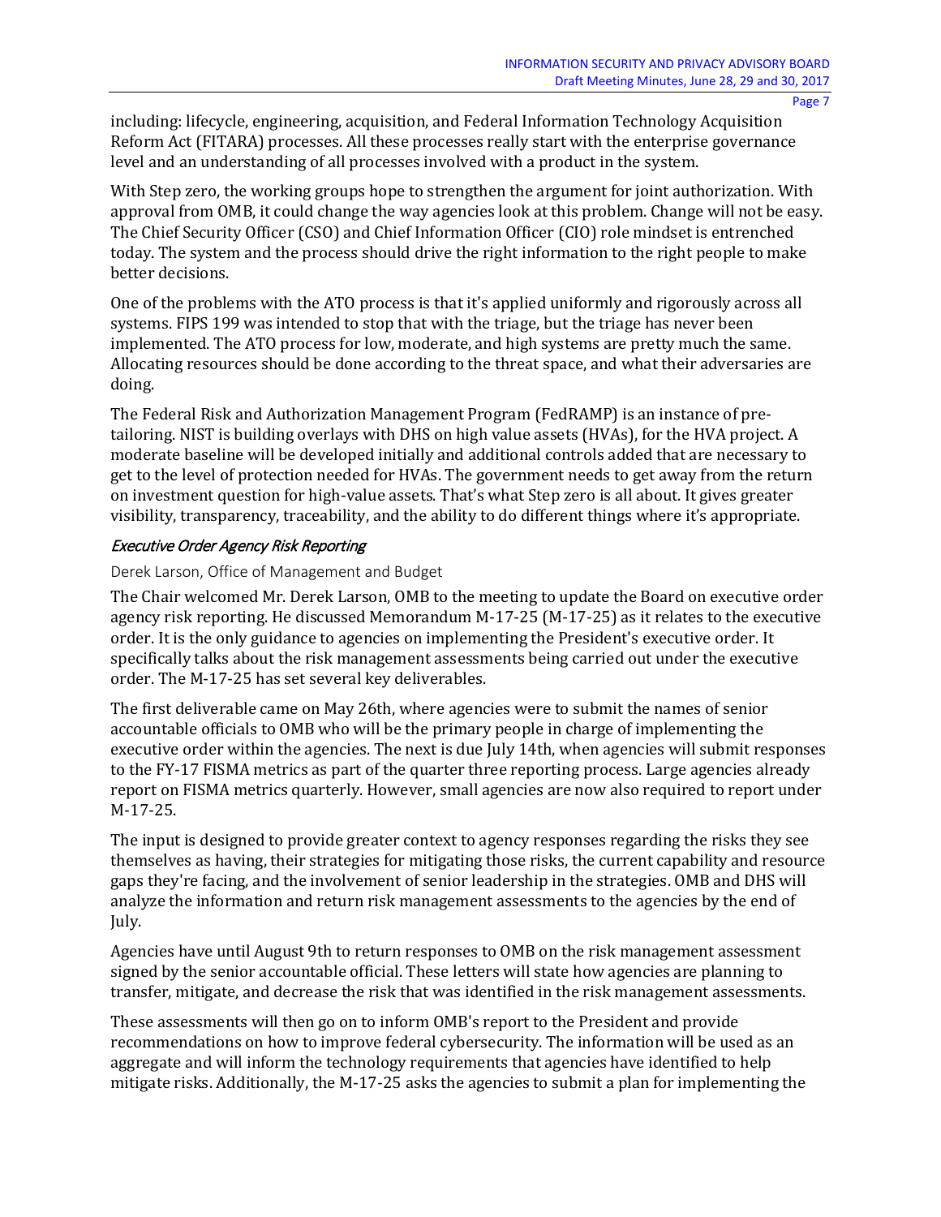including: lifecycle, engineering, acquisition, and Federal Information Technology Acquisition Reform Act (FITARA) processes. All these processes really start with the enterprise governance level and an understanding of all processes involved with a product in the system.

With Step zero, the working groups hope to strengthen the argument for joint authorization. With approval from OMB, it could change the way agencies look at this problem. Change will not be easy. The Chief Security Officer (CSO) and Chief Information Officer (CIO) role mindset is entrenched today. The system and the process should drive the right information to the right people to make better decisions.

One of the problems with the ATO process is that it's applied uniformly and rigorously across all systems. FIPS 199 was intended to stop that with the triage, but the triage has never been implemented. The ATO process for low, moderate, and high systems are pretty much the same. Allocating resources should be done according to the threat space, and what their adversaries are doing.

The Federal Risk and Authorization Management Program (FedRAMP) is an instance of pre-tailoring. NIST is building overlays with DHS on high value assets (HVAs), for the HVA project. A moderate baseline will be developed initially and additional controls added that are necessary to get to the level of protection needed for HVAs. The government needs to get away from the return on investment question for high-value assets. That's what Step zero is all about. It gives greater visibility, transparency, traceability, and the ability to do different things where it's appropriate.

### *Executive Order Agency Risk Reporting*

Derek Larson, Office of Management and Budget

The Chair welcomed Mr. Derek Larson, OMB to the meeting to update the Board on executive order agency risk reporting. He discussed Memorandum M-17-25 (M-17-25) as it relates to the executive order. It is the only guidance to agencies on implementing the President's executive order. It specifically talks about the risk management assessments being carried out under the executive order. The M-17-25 has set several key deliverables.

The first deliverable came on May 26th, where agencies were to submit the names of senior accountable officials to OMB who will be the primary people in charge of implementing the executive order within the agencies. The next is due July 14th, when agencies will submit responses to the FY-17 FISMA metrics as part of the quarter three reporting process. Large agencies already report on FISMA metrics quarterly. However, small agencies are now also required to report under M-17-25.

The input is designed to provide greater context to agency responses regarding the risks they see themselves as having, their strategies for mitigating those risks, the current capability and resource gaps they're facing, and the involvement of senior leadership in the strategies. OMB and DHS will analyze the information and return risk management assessments to the agencies by the end of July.

Agencies have until August 9th to return responses to OMB on the risk management assessment signed by the senior accountable official. These letters will state how agencies are planning to transfer, mitigate, and decrease the risk that was identified in the risk management assessments.

These assessments will then go on to inform OMB's report to the President and provide recommendations on how to improve federal cybersecurity. The information will be used as an aggregate and will inform the technology requirements that agencies have identified to help mitigate risks. Additionally, the M-17-25 asks the agencies to submit a plan for implementing the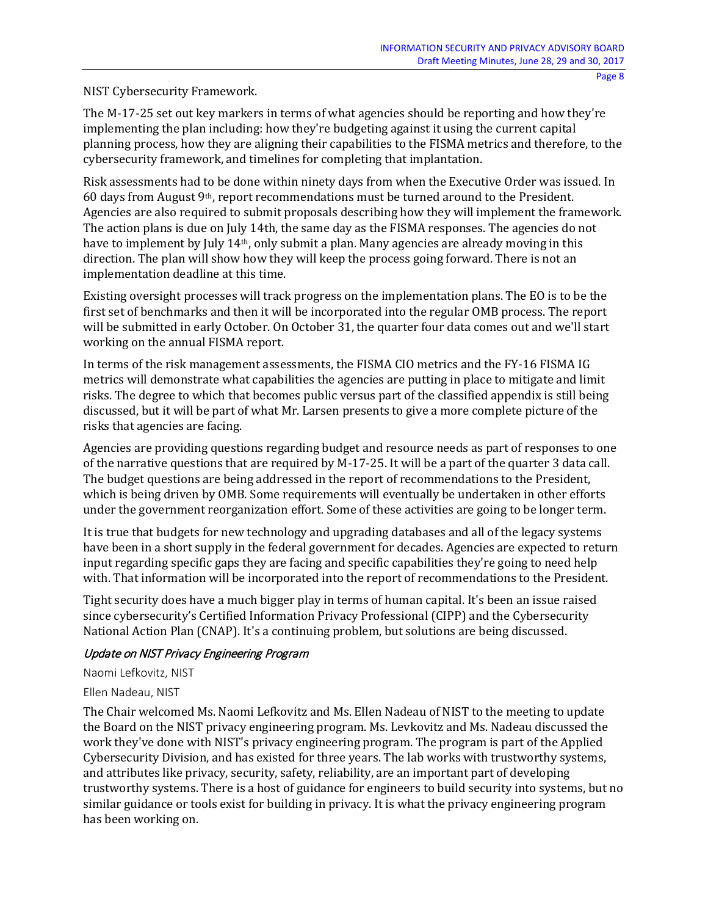NIST Cybersecurity Framework.

The M-17-25 set out key markers in terms of what agencies should be reporting and how they're implementing the plan including: how they're budgeting against it using the current capital planning process, how they are aligning their capabilities to the FISMA metrics and therefore, to the cybersecurity framework, and timelines for completing that implantation.

Risk assessments had to be done within ninety days from when the Executive Order was issued. In 60 days from August 9th, report recommendations must be turned around to the President. Agencies are also required to submit proposals describing how they will implement the framework. The action plans is due on July 14th, the same day as the FISMA responses. The agencies do not have to implement by July 14th, only submit a plan. Many agencies are already moving in this direction. The plan will show how they will keep the process going forward. There is not an implementation deadline at this time.

Existing oversight processes will track progress on the implementation plans. The EO is to be the first set of benchmarks and then it will be incorporated into the regular OMB process. The report will be submitted in early October. On October 31, the quarter four data comes out and we'll start working on the annual FISMA report.

In terms of the risk management assessments, the FISMA CIO metrics and the FY-16 FISMA IG metrics will demonstrate what capabilities the agencies are putting in place to mitigate and limit risks. The degree to which that becomes public versus part of the classified appendix is still being discussed, but it will be part of what Mr. Larsen presents to give a more complete picture of the risks that agencies are facing.

Agencies are providing questions regarding budget and resource needs as part of responses to one of the narrative questions that are required by M-17-25. It will be a part of the quarter 3 data call. The budget questions are being addressed in the report of recommendations to the President, which is being driven by OMB. Some requirements will eventually be undertaken in other efforts under the government reorganization effort. Some of these activities are going to be longer term.

It is true that budgets for new technology and upgrading databases and all of the legacy systems have been in a short supply in the federal government for decades. Agencies are expected to return input regarding specific gaps they are facing and specific capabilities they're going to need help with. That information will be incorporated into the report of recommendations to the President.

Tight security does have a much bigger play in terms of human capital. It's been an issue raised since cybersecurity's Certified Information Privacy Professional (CIPP) and the Cybersecurity National Action Plan (CNAP). It's a continuing problem, but solutions are being discussed.

### *Update on NIST Privacy Engineering Program*

Naomi Lefkovitz, NIST

Ellen Nadeau, NIST

The Chair welcomed Ms. Naomi Lefkovitz and Ms. Ellen Nadeau of NIST to the meeting to update the Board on the NIST privacy engineering program. Ms. Levkovitz and Ms. Nadeau discussed the work they've done with NIST's privacy engineering program. The program is part of the Applied Cybersecurity Division, and has existed for three years. The lab works with trustworthy systems, and attributes like privacy, security, safety, reliability, are an important part of developing trustworthy systems. There is a host of guidance for engineers to build security into systems, but no similar guidance or tools exist for building in privacy. It is what the privacy engineering program has been working on.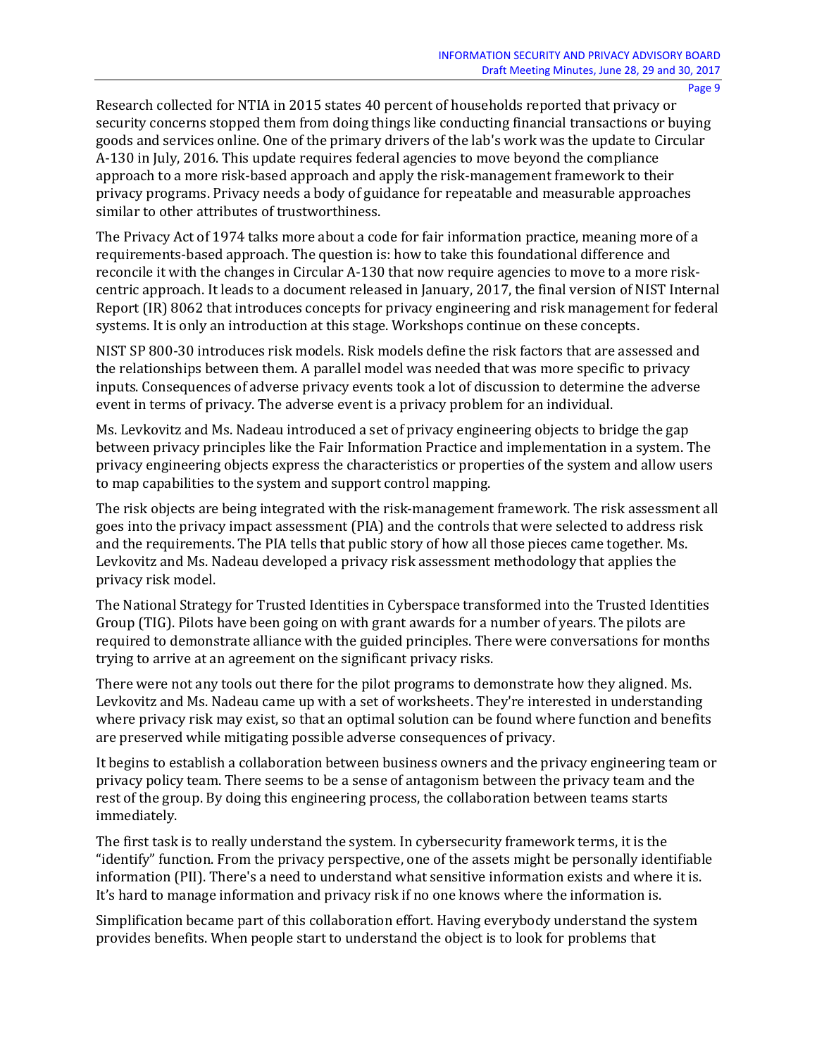Research collected for NTIA in 2015 states 40 percent of households reported that privacy or security concerns stopped them from doing things like conducting financial transactions or buying goods and services online. One of the primary drivers of the lab's work was the update to Circular A-130 in July, 2016. This update requires federal agencies to move beyond the compliance approach to a more risk-based approach and apply the risk-management framework to their privacy programs. Privacy needs a body of guidance for repeatable and measurable approaches similar to other attributes of trustworthiness.

The Privacy Act of 1974 talks more about a code for fair information practice, meaning more of a requirements-based approach. The question is: how to take this foundational difference and reconcile it with the changes in Circular A-130 that now require agencies to move to a more risk-centric approach. It leads to a document released in January, 2017, the final version of NIST Internal Report (IR) 8062 that introduces concepts for privacy engineering and risk management for federal systems. It is only an introduction at this stage. Workshops continue on these concepts.

NIST SP 800-30 introduces risk models. Risk models define the risk factors that are assessed and the relationships between them. A parallel model was needed that was more specific to privacy inputs. Consequences of adverse privacy events took a lot of discussion to determine the adverse event in terms of privacy. The adverse event is a privacy problem for an individual.

Ms. Levkovitz and Ms. Nadeau introduced a set of privacy engineering objects to bridge the gap between privacy principles like the Fair Information Practice and implementation in a system. The privacy engineering objects express the characteristics or properties of the system and allow users to map capabilities to the system and support control mapping.

The risk objects are being integrated with the risk-management framework. The risk assessment all goes into the privacy impact assessment (PIA) and the controls that were selected to address risk and the requirements. The PIA tells that public story of how all those pieces came together. Ms. Levkovitz and Ms. Nadeau developed a privacy risk assessment methodology that applies the privacy risk model.

The National Strategy for Trusted Identities in Cyberspace transformed into the Trusted Identities Group (TIG). Pilots have been going on with grant awards for a number of years. The pilots are required to demonstrate alliance with the guided principles. There were conversations for months trying to arrive at an agreement on the significant privacy risks.

There were not any tools out there for the pilot programs to demonstrate how they aligned. Ms. Levkovitz and Ms. Nadeau came up with a set of worksheets. They're interested in understanding where privacy risk may exist, so that an optimal solution can be found where function and benefits are preserved while mitigating possible adverse consequences of privacy.

It begins to establish a collaboration between business owners and the privacy engineering team or privacy policy team. There seems to be a sense of antagonism between the privacy team and the rest of the group. By doing this engineering process, the collaboration between teams starts immediately.

The first task is to really understand the system. In cybersecurity framework terms, it is the "identify" function. From the privacy perspective, one of the assets might be personally identifiable information (PII). There's a need to understand what sensitive information exists and where it is. It's hard to manage information and privacy risk if no one knows where the information is.

Simplification became part of this collaboration effort. Having everybody understand the system provides benefits. When people start to understand the object is to look for problems that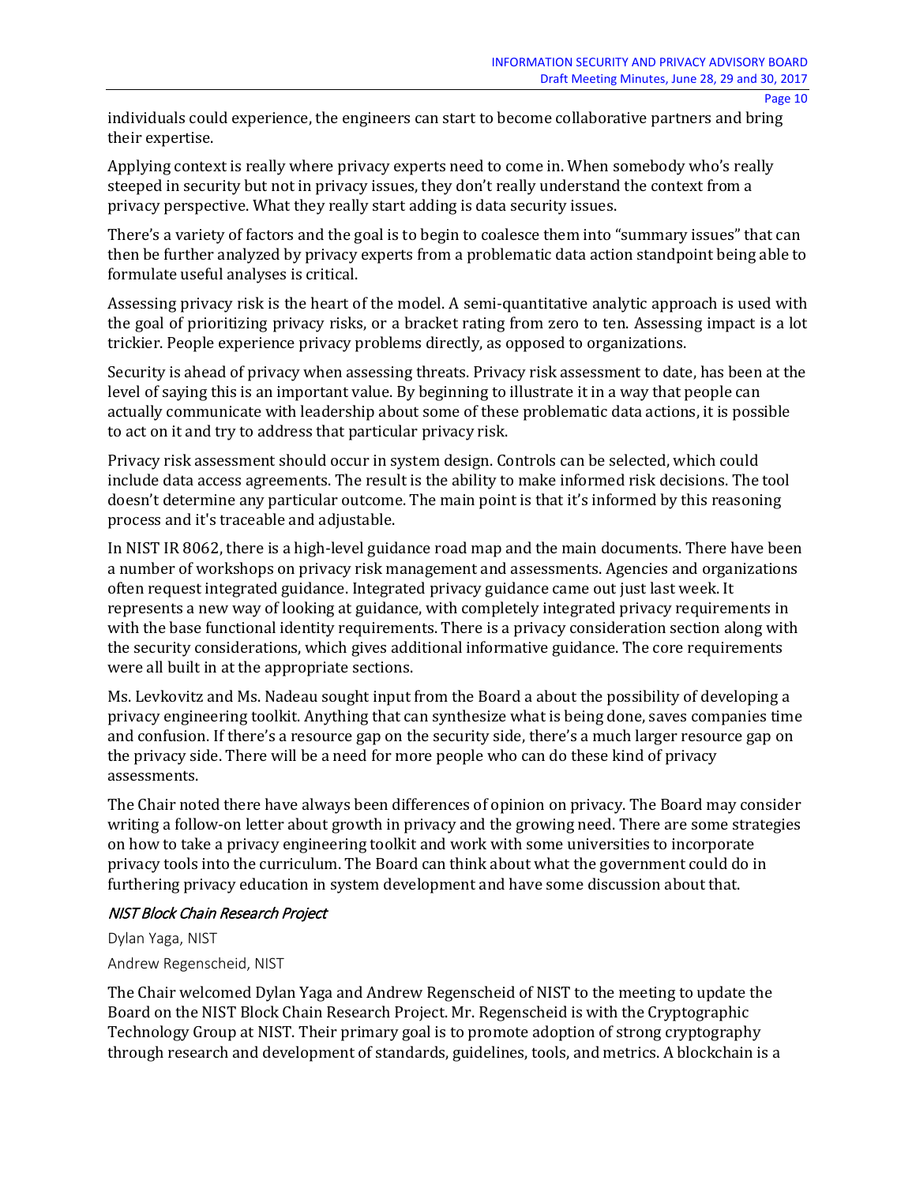individuals could experience, the engineers can start to become collaborative partners and bring their expertise.

Applying context is really where privacy experts need to come in. When somebody who's really steeped in security but not in privacy issues, they don't really understand the context from a privacy perspective. What they really start adding is data security issues.

There's a variety of factors and the goal is to begin to coalesce them into "summary issues" that can then be further analyzed by privacy experts from a problematic data action standpoint being able to formulate useful analyses is critical.

Assessing privacy risk is the heart of the model. A semi-quantitative analytic approach is used with the goal of prioritizing privacy risks, or a bracket rating from zero to ten. Assessing impact is a lot trickier. People experience privacy problems directly, as opposed to organizations.

Security is ahead of privacy when assessing threats. Privacy risk assessment to date, has been at the level of saying this is an important value. By beginning to illustrate it in a way that people can actually communicate with leadership about some of these problematic data actions, it is possible to act on it and try to address that particular privacy risk.

Privacy risk assessment should occur in system design. Controls can be selected, which could include data access agreements. The result is the ability to make informed risk decisions. The tool doesn't determine any particular outcome. The main point is that it's informed by this reasoning process and it's traceable and adjustable.

In NIST IR 8062, there is a high-level guidance road map and the main documents. There have been a number of workshops on privacy risk management and assessments. Agencies and organizations often request integrated guidance. Integrated privacy guidance came out just last week. It represents a new way of looking at guidance, with completely integrated privacy requirements in with the base functional identity requirements. There is a privacy consideration section along with the security considerations, which gives additional informative guidance. The core requirements were all built in at the appropriate sections.

Ms. Levkovitz and Ms. Nadeau sought input from the Board a about the possibility of developing a privacy engineering toolkit. Anything that can synthesize what is being done, saves companies time and confusion. If there's a resource gap on the security side, there's a much larger resource gap on the privacy side. There will be a need for more people who can do these kind of privacy assessments.

The Chair noted there have always been differences of opinion on privacy. The Board may consider writing a follow-on letter about growth in privacy and the growing need. There are some strategies on how to take a privacy engineering toolkit and work with some universities to incorporate privacy tools into the curriculum. The Board can think about what the government could do in furthering privacy education in system development and have some discussion about that.

### *NIST Block Chain Research Project*

Dylan Yaga, NIST

Andrew Regenscheid, NIST

The Chair welcomed Dylan Yaga and Andrew Regenscheid of NIST to the meeting to update the Board on the NIST Block Chain Research Project. Mr. Regenscheid is with the Cryptographic Technology Group at NIST. Their primary goal is to promote adoption of strong cryptography through research and development of standards, guidelines, tools, and metrics. A blockchain is a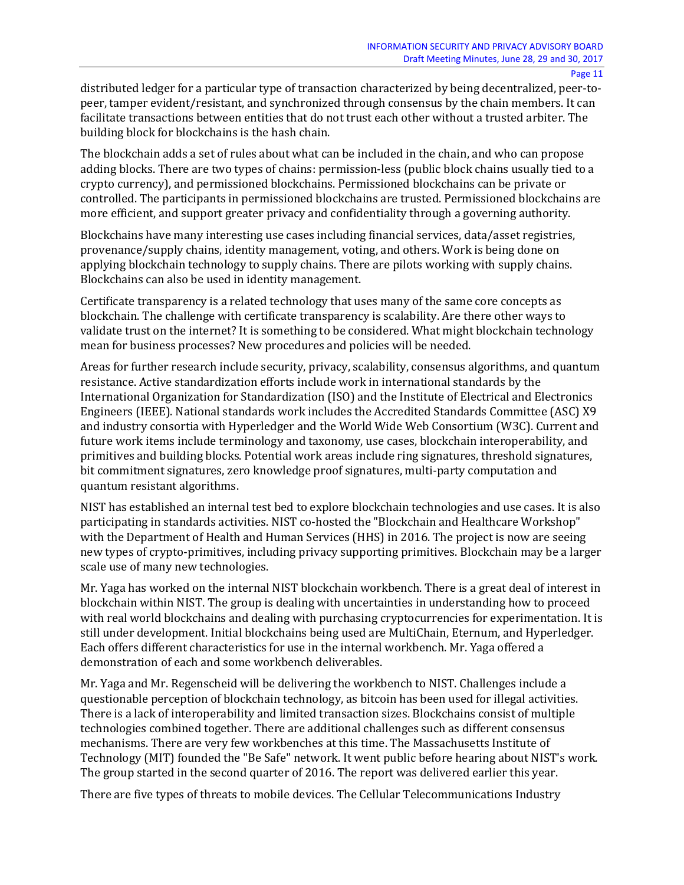distributed ledger for a particular type of transaction characterized by being decentralized, peer-to-peer, tamper evident/resistant, and synchronized through consensus by the chain members. It can facilitate transactions between entities that do not trust each other without a trusted arbiter. The building block for blockchains is the hash chain.

The blockchain adds a set of rules about what can be included in the chain, and who can propose adding blocks. There are two types of chains: permission-less (public block chains usually tied to a crypto currency), and permissioned blockchains. Permissioned blockchains can be private or controlled. The participants in permissioned blockchains are trusted. Permissioned blockchains are more efficient, and support greater privacy and confidentiality through a governing authority.

Blockchains have many interesting use cases including financial services, data/asset registries, provenance/supply chains, identity management, voting, and others. Work is being done on applying blockchain technology to supply chains. There are pilots working with supply chains. Blockchains can also be used in identity management.

Certificate transparency is a related technology that uses many of the same core concepts as blockchain. The challenge with certificate transparency is scalability. Are there other ways to validate trust on the internet? It is something to be considered. What might blockchain technology mean for business processes? New procedures and policies will be needed.

Areas for further research include security, privacy, scalability, consensus algorithms, and quantum resistance. Active standardization efforts include work in international standards by the International Organization for Standardization (ISO) and the Institute of Electrical and Electronics Engineers (IEEE). National standards work includes the Accredited Standards Committee (ASC) X9 and industry consortia with Hyperledger and the World Wide Web Consortium (W3C). Current and future work items include terminology and taxonomy, use cases, blockchain interoperability, and primitives and building blocks. Potential work areas include ring signatures, threshold signatures, bit commitment signatures, zero knowledge proof signatures, multi-party computation and quantum resistant algorithms.

NIST has established an internal test bed to explore blockchain technologies and use cases. It is also participating in standards activities. NIST co-hosted the "Blockchain and Healthcare Workshop" with the Department of Health and Human Services (HHS) in 2016. The project is now are seeing new types of crypto-primitives, including privacy supporting primitives. Blockchain may be a larger scale use of many new technologies.

Mr. Yaga has worked on the internal NIST blockchain workbench. There is a great deal of interest in blockchain within NIST. The group is dealing with uncertainties in understanding how to proceed with real world blockchains and dealing with purchasing cryptocurrencies for experimentation. It is still under development. Initial blockchains being used are MultiChain, Eternum, and Hyperledger. Each offers different characteristics for use in the internal workbench. Mr. Yaga offered a demonstration of each and some workbench deliverables.

Mr. Yaga and Mr. Regenscheid will be delivering the workbench to NIST. Challenges include a questionable perception of blockchain technology, as bitcoin has been used for illegal activities. There is a lack of interoperability and limited transaction sizes. Blockchains consist of multiple technologies combined together. There are additional challenges such as different consensus mechanisms. There are very few workbenches at this time. The Massachusetts Institute of Technology (MIT) founded the "Be Safe" network. It went public before hearing about NIST's work. The group started in the second quarter of 2016. The report was delivered earlier this year.

There are five types of threats to mobile devices. The Cellular Telecommunications Industry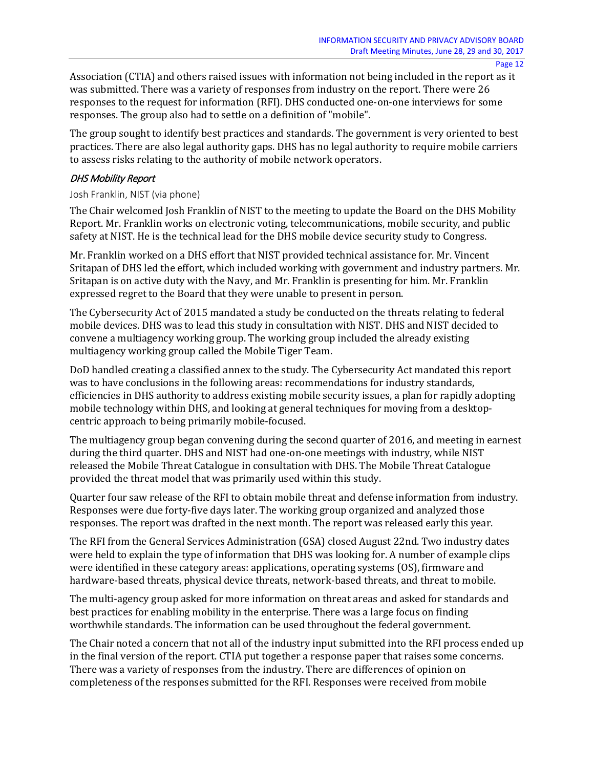Association (CTIA) and others raised issues with information not being included in the report as it was submitted. There was a variety of responses from industry on the report. There were 26 responses to the request for information (RFI). DHS conducted one-on-one interviews for some responses. The group also had to settle on a definition of "mobile".

The group sought to identify best practices and standards. The government is very oriented to best practices. There are also legal authority gaps. DHS has no legal authority to require mobile carriers to assess risks relating to the authority of mobile network operators.

*DHS Mobility Report*

Josh Franklin, NIST (via phone)

The Chair welcomed Josh Franklin of NIST to the meeting to update the Board on the DHS Mobility Report. Mr. Franklin works on electronic voting, telecommunications, mobile security, and public safety at NIST. He is the technical lead for the DHS mobile device security study to Congress.

Mr. Franklin worked on a DHS effort that NIST provided technical assistance for. Mr. Vincent Sritapan of DHS led the effort, which included working with government and industry partners. Mr. Sritapan is on active duty with the Navy, and Mr. Franklin is presenting for him. Mr. Franklin expressed regret to the Board that they were unable to present in person.

The Cybersecurity Act of 2015 mandated a study be conducted on the threats relating to federal mobile devices. DHS was to lead this study in consultation with NIST. DHS and NIST decided to convene a multiagency working group. The working group included the already existing multiagency working group called the Mobile Tiger Team.

DoD handled creating a classified annex to the study. The Cybersecurity Act mandated this report was to have conclusions in the following areas: recommendations for industry standards, efficiencies in DHS authority to address existing mobile security issues, a plan for rapidly adopting mobile technology within DHS, and looking at general techniques for moving from a desktop-centric approach to being primarily mobile-focused.

The multiagency group began convening during the second quarter of 2016, and meeting in earnest during the third quarter. DHS and NIST had one-on-one meetings with industry, while NIST released the Mobile Threat Catalogue in consultation with DHS. The Mobile Threat Catalogue provided the threat model that was primarily used within this study.

Quarter four saw release of the RFI to obtain mobile threat and defense information from industry. Responses were due forty-five days later. The working group organized and analyzed those responses. The report was drafted in the next month. The report was released early this year.

The RFI from the General Services Administration (GSA) closed August 22nd. Two industry dates were held to explain the type of information that DHS was looking for. A number of example clips were identified in these category areas: applications, operating systems (OS), firmware and hardware-based threats, physical device threats, network-based threats, and threat to mobile.

The multi-agency group asked for more information on threat areas and asked for standards and best practices for enabling mobility in the enterprise. There was a large focus on finding worthwhile standards. The information can be used throughout the federal government.

The Chair noted a concern that not all of the industry input submitted into the RFI process ended up in the final version of the report. CTIA put together a response paper that raises some concerns. There was a variety of responses from the industry. There are differences of opinion on completeness of the responses submitted for the RFI. Responses were received from mobile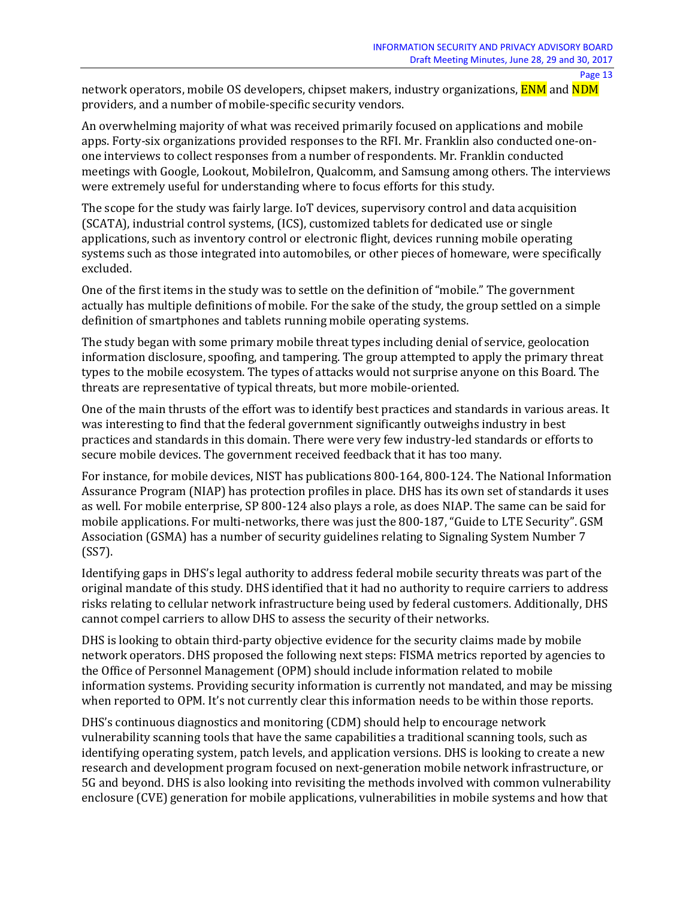network operators, mobile OS developers, chipset makers, industry organizations, ENM and NDM providers, and a number of mobile-specific security vendors.

An overwhelming majority of what was received primarily focused on applications and mobile apps. Forty-six organizations provided responses to the RFI. Mr. Franklin also conducted one-on-one interviews to collect responses from a number of respondents. Mr. Franklin conducted meetings with Google, Lookout, MobileIron, Qualcomm, and Samsung among others. The interviews were extremely useful for understanding where to focus efforts for this study.

The scope for the study was fairly large. IoT devices, supervisory control and data acquisition (SCATA), industrial control systems, (ICS), customized tablets for dedicated use or single applications, such as inventory control or electronic flight, devices running mobile operating systems such as those integrated into automobiles, or other pieces of homeware, were specifically excluded.

One of the first items in the study was to settle on the definition of "mobile." The government actually has multiple definitions of mobile. For the sake of the study, the group settled on a simple definition of smartphones and tablets running mobile operating systems.

The study began with some primary mobile threat types including denial of service, geolocation information disclosure, spoofing, and tampering. The group attempted to apply the primary threat types to the mobile ecosystem. The types of attacks would not surprise anyone on this Board. The threats are representative of typical threats, but more mobile-oriented.

One of the main thrusts of the effort was to identify best practices and standards in various areas. It was interesting to find that the federal government significantly outweighs industry in best practices and standards in this domain. There were very few industry-led standards or efforts to secure mobile devices. The government received feedback that it has too many.

For instance, for mobile devices, NIST has publications 800-164, 800-124. The National Information Assurance Program (NIAP) has protection profiles in place. DHS has its own set of standards it uses as well. For mobile enterprise, SP 800-124 also plays a role, as does NIAP. The same can be said for mobile applications. For multi-networks, there was just the 800-187, "Guide to LTE Security". GSM Association (GSMA) has a number of security guidelines relating to Signaling System Number 7 (SS7).

Identifying gaps in DHS's legal authority to address federal mobile security threats was part of the original mandate of this study. DHS identified that it had no authority to require carriers to address risks relating to cellular network infrastructure being used by federal customers. Additionally, DHS cannot compel carriers to allow DHS to assess the security of their networks.

DHS is looking to obtain third-party objective evidence for the security claims made by mobile network operators. DHS proposed the following next steps: FISMA metrics reported by agencies to the Office of Personnel Management (OPM) should include information related to mobile information systems. Providing security information is currently not mandated, and may be missing when reported to OPM. It's not currently clear this information needs to be within those reports.

DHS's continuous diagnostics and monitoring (CDM) should help to encourage network vulnerability scanning tools that have the same capabilities a traditional scanning tools, such as identifying operating system, patch levels, and application versions. DHS is looking to create a new research and development program focused on next-generation mobile network infrastructure, or 5G and beyond. DHS is also looking into revisiting the methods involved with common vulnerability enclosure (CVE) generation for mobile applications, vulnerabilities in mobile systems and how that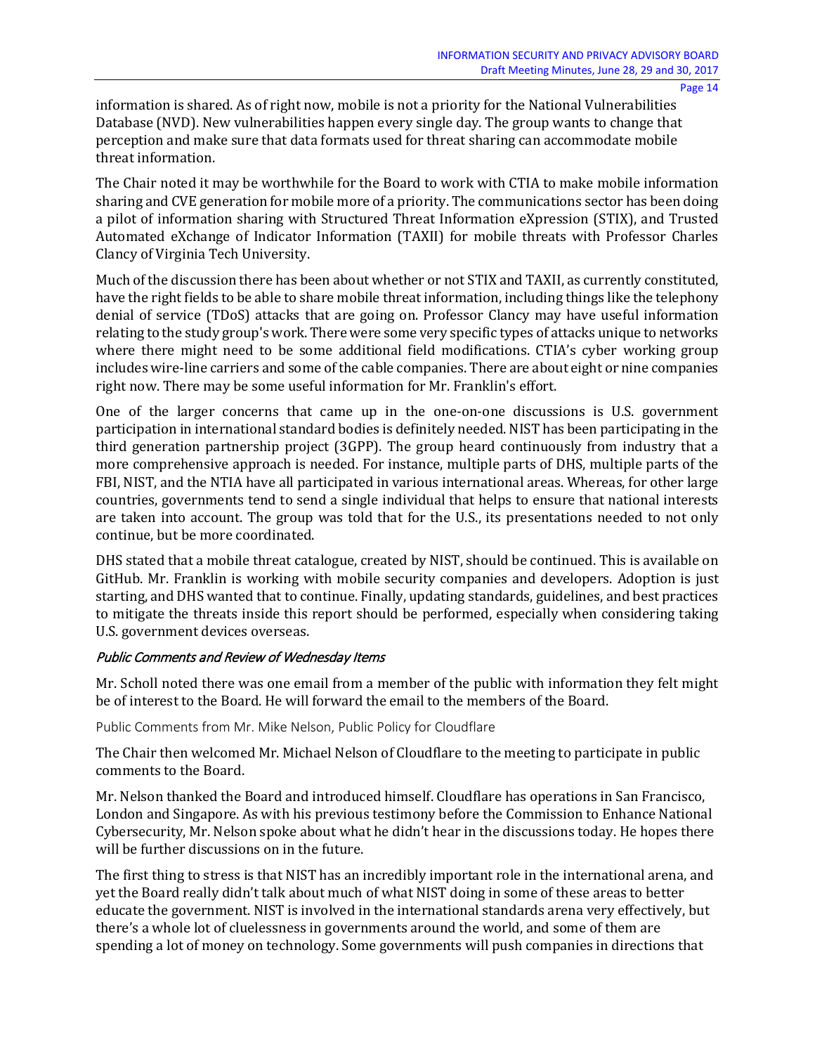information is shared. As of right now, mobile is not a priority for the National Vulnerabilities Database (NVD). New vulnerabilities happen every single day. The group wants to change that perception and make sure that data formats used for threat sharing can accommodate mobile threat information.

The Chair noted it may be worthwhile for the Board to work with CTIA to make mobile information sharing and CVE generation for mobile more of a priority. The communications sector has been doing a pilot of information sharing with Structured Threat Information eXpression (STIX), and Trusted Automated eXchange of Indicator Information (TAXII) for mobile threats with Professor Charles Clancy of Virginia Tech University.

Much of the discussion there has been about whether or not STIX and TAXII, as currently constituted, have the right fields to be able to share mobile threat information, including things like the telephony denial of service (TDoS) attacks that are going on. Professor Clancy may have useful information relating to the study group's work. There were some very specific types of attacks unique to networks where there might need to be some additional field modifications. CTIA's cyber working group includes wire-line carriers and some of the cable companies. There are about eight or nine companies right now. There may be some useful information for Mr. Franklin's effort.

One of the larger concerns that came up in the one-on-one discussions is U.S. government participation in international standard bodies is definitely needed. NIST has been participating in the third generation partnership project (3GPP). The group heard continuously from industry that a more comprehensive approach is needed. For instance, multiple parts of DHS, multiple parts of the FBI, NIST, and the NTIA have all participated in various international areas. Whereas, for other large countries, governments tend to send a single individual that helps to ensure that national interests are taken into account. The group was told that for the U.S., its presentations needed to not only continue, but be more coordinated.

DHS stated that a mobile threat catalogue, created by NIST, should be continued. This is available on GitHub. Mr. Franklin is working with mobile security companies and developers. Adoption is just starting, and DHS wanted that to continue. Finally, updating standards, guidelines, and best practices to mitigate the threats inside this report should be performed, especially when considering taking U.S. government devices overseas.

### *Public Comments and Review of Wednesday Items*

Mr. Scholl noted there was one email from a member of the public with information they felt might be of interest to the Board. He will forward the email to the members of the Board.

#### Public Comments from Mr. Mike Nelson, Public Policy for Cloudflare

The Chair then welcomed Mr. Michael Nelson of Cloudflare to the meeting to participate in public comments to the Board.

Mr. Nelson thanked the Board and introduced himself. Cloudflare has operations in San Francisco, London and Singapore. As with his previous testimony before the Commission to Enhance National Cybersecurity, Mr. Nelson spoke about what he didn't hear in the discussions today. He hopes there will be further discussions on in the future.

The first thing to stress is that NIST has an incredibly important role in the international arena, and yet the Board really didn't talk about much of what NIST doing in some of these areas to better educate the government. NIST is involved in the international standards arena very effectively, but there's a whole lot of cluelessness in governments around the world, and some of them are spending a lot of money on technology. Some governments will push companies in directions that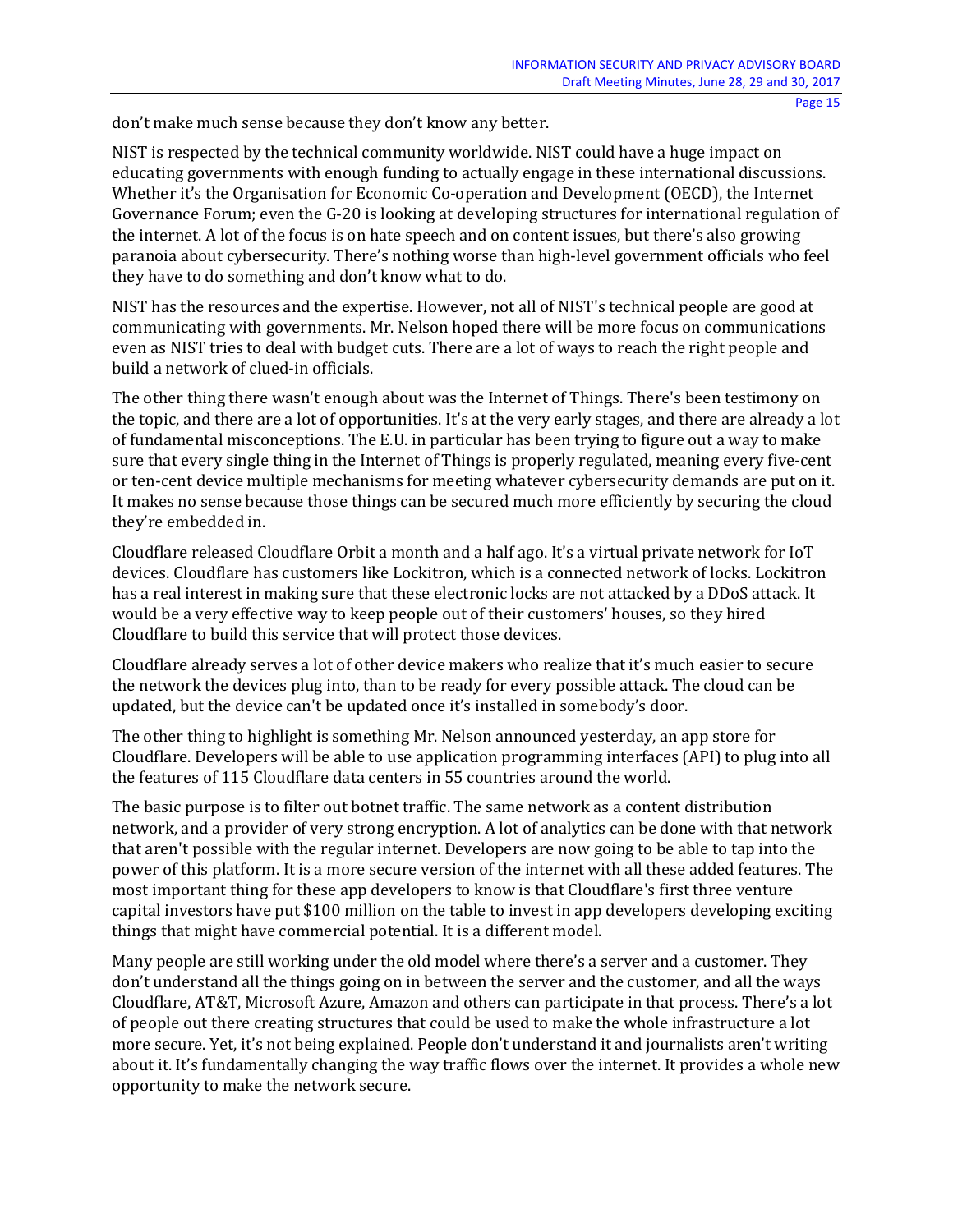don’t make much sense because they don’t know any better.

NIST is respected by the technical community worldwide. NIST could have a huge impact on educating governments with enough funding to actually engage in these international discussions. Whether it’s the Organisation for Economic Co-operation and Development (OECD), the Internet Governance Forum; even the G-20 is looking at developing structures for international regulation of the internet. A lot of the focus is on hate speech and on content issues, but there’s also growing paranoia about cybersecurity. There’s nothing worse than high-level government officials who feel they have to do something and don’t know what to do.

NIST has the resources and the expertise. However, not all of NIST's technical people are good at communicating with governments. Mr. Nelson hoped there will be more focus on communications even as NIST tries to deal with budget cuts. There are a lot of ways to reach the right people and build a network of clued-in officials.

The other thing there wasn't enough about was the Internet of Things. There's been testimony on the topic, and there are a lot of opportunities. It's at the very early stages, and there are already a lot of fundamental misconceptions. The E.U. in particular has been trying to figure out a way to make sure that every single thing in the Internet of Things is properly regulated, meaning every five-cent or ten-cent device multiple mechanisms for meeting whatever cybersecurity demands are put on it. It makes no sense because those things can be secured much more efficiently by securing the cloud they’re embedded in.

Cloudflare released Cloudflare Orbit a month and a half ago. It’s a virtual private network for IoT devices. Cloudflare has customers like Lockitron, which is a connected network of locks. Lockitron has a real interest in making sure that these electronic locks are not attacked by a DDoS attack. It would be a very effective way to keep people out of their customers' houses, so they hired Cloudflare to build this service that will protect those devices.

Cloudflare already serves a lot of other device makers who realize that it’s much easier to secure the network the devices plug into, than to be ready for every possible attack. The cloud can be updated, but the device can't be updated once it’s installed in somebody’s door.

The other thing to highlight is something Mr. Nelson announced yesterday, an app store for Cloudflare. Developers will be able to use application programming interfaces (API) to plug into all the features of 115 Cloudflare data centers in 55 countries around the world.

The basic purpose is to filter out botnet traffic. The same network as a content distribution network, and a provider of very strong encryption. A lot of analytics can be done with that network that aren't possible with the regular internet. Developers are now going to be able to tap into the power of this platform. It is a more secure version of the internet with all these added features. The most important thing for these app developers to know is that Cloudflare's first three venture capital investors have put $100 million on the table to invest in app developers developing exciting things that might have commercial potential. It is a different model.

Many people are still working under the old model where there’s a server and a customer. They don’t understand all the things going on in between the server and the customer, and all the ways Cloudflare, AT&T, Microsoft Azure, Amazon and others can participate in that process. There’s a lot of people out there creating structures that could be used to make the whole infrastructure a lot more secure. Yet, it’s not being explained. People don’t understand it and journalists aren’t writing about it. It’s fundamentally changing the way traffic flows over the internet. It provides a whole new opportunity to make the network secure.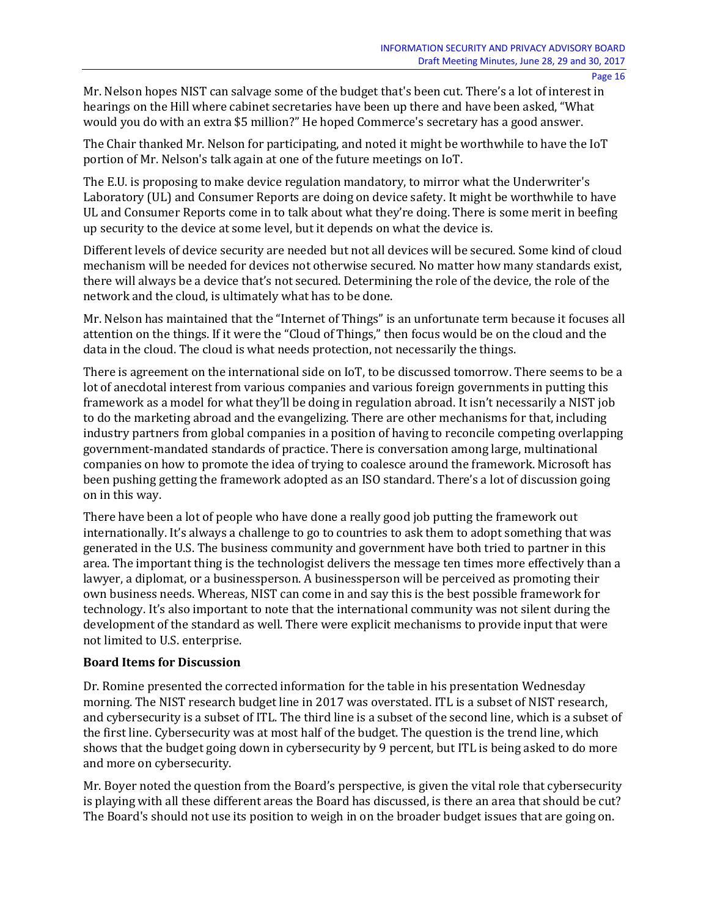Mr. Nelson hopes NIST can salvage some of the budget that's been cut. There's a lot of interest in hearings on the Hill where cabinet secretaries have been up there and have been asked, "What would you do with an extra $5 million?" He hoped Commerce's secretary has a good answer.

The Chair thanked Mr. Nelson for participating, and noted it might be worthwhile to have the IoT portion of Mr. Nelson's talk again at one of the future meetings on IoT.

The E.U. is proposing to make device regulation mandatory, to mirror what the Underwriter's Laboratory (UL) and Consumer Reports are doing on device safety. It might be worthwhile to have UL and Consumer Reports come in to talk about what they're doing. There is some merit in beefing up security to the device at some level, but it depends on what the device is.

Different levels of device security are needed but not all devices will be secured. Some kind of cloud mechanism will be needed for devices not otherwise secured. No matter how many standards exist, there will always be a device that's not secured. Determining the role of the device, the role of the network and the cloud, is ultimately what has to be done.

Mr. Nelson has maintained that the "Internet of Things" is an unfortunate term because it focuses all attention on the things. If it were the "Cloud of Things," then focus would be on the cloud and the data in the cloud. The cloud is what needs protection, not necessarily the things.

There is agreement on the international side on IoT, to be discussed tomorrow. There seems to be a lot of anecdotal interest from various companies and various foreign governments in putting this framework as a model for what they'll be doing in regulation abroad. It isn't necessarily a NIST job to do the marketing abroad and the evangelizing. There are other mechanisms for that, including industry partners from global companies in a position of having to reconcile competing overlapping government-mandated standards of practice. There is conversation among large, multinational companies on how to promote the idea of trying to coalesce around the framework. Microsoft has been pushing getting the framework adopted as an ISO standard. There's a lot of discussion going on in this way.

There have been a lot of people who have done a really good job putting the framework out internationally. It's always a challenge to go to countries to ask them to adopt something that was generated in the U.S. The business community and government have both tried to partner in this area. The important thing is the technologist delivers the message ten times more effectively than a lawyer, a diplomat, or a businessperson. A businessperson will be perceived as promoting their own business needs. Whereas, NIST can come in and say this is the best possible framework for technology. It's also important to note that the international community was not silent during the development of the standard as well. There were explicit mechanisms to provide input that were not limited to U.S. enterprise.

**Board Items for Discussion**

Dr. Romine presented the corrected information for the table in his presentation Wednesday morning. The NIST research budget line in 2017 was overstated. ITL is a subset of NIST research, and cybersecurity is a subset of ITL. The third line is a subset of the second line, which is a subset of the first line. Cybersecurity was at most half of the budget. The question is the trend line, which shows that the budget going down in cybersecurity by 9 percent, but ITL is being asked to do more and more on cybersecurity.

Mr. Boyer noted the question from the Board's perspective, is given the vital role that cybersecurity is playing with all these different areas the Board has discussed, is there an area that should be cut? The Board's should not use its position to weigh in on the broader budget issues that are going on.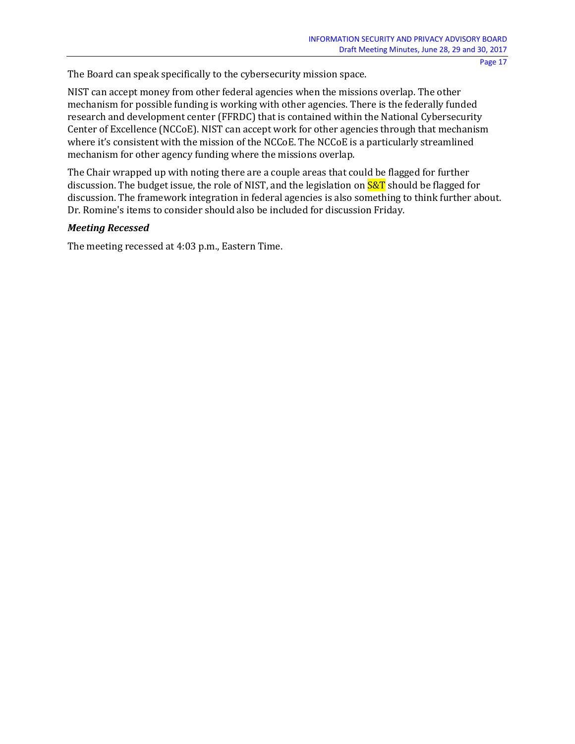The Board can speak specifically to the cybersecurity mission space.

NIST can accept money from other federal agencies when the missions overlap. The other mechanism for possible funding is working with other agencies. There is the federally funded research and development center (FFRDC) that is contained within the National Cybersecurity Center of Excellence (NCCoE). NIST can accept work for other agencies through that mechanism where it's consistent with the mission of the NCCoE. The NCCoE is a particularly streamlined mechanism for other agency funding where the missions overlap.

The Chair wrapped up with noting there are a couple areas that could be flagged for further discussion. The budget issue, the role of NIST, and the legislation on S&T should be flagged for discussion. The framework integration in federal agencies is also something to think further about. Dr. Romine's items to consider should also be included for discussion Friday.

***Meeting Recessed***

The meeting recessed at 4:03 p.m., Eastern Time.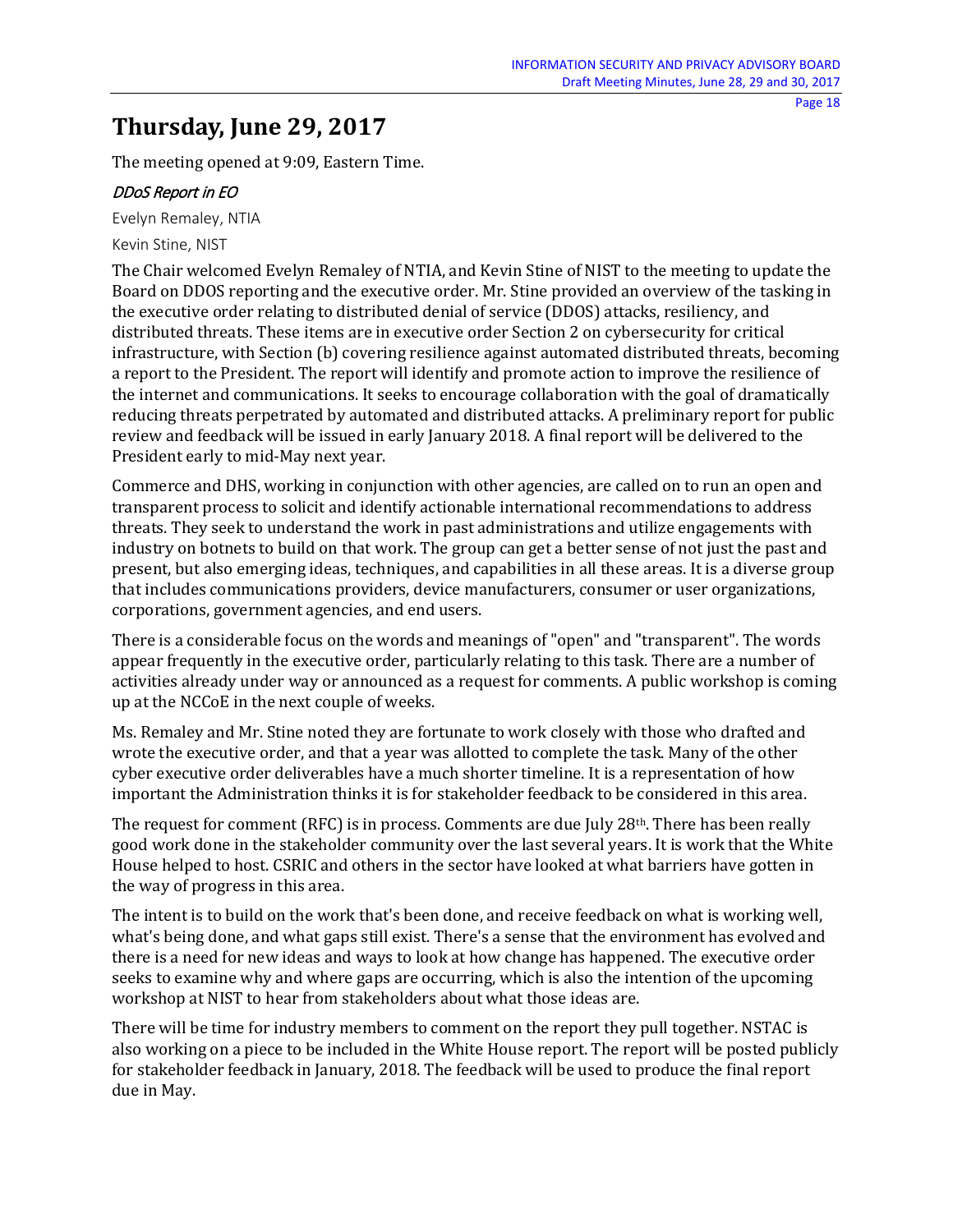# Thursday, June 29, 2017

The meeting opened at 9:09, Eastern Time.

*DDoS Report in EO*

Evelyn Remaley, NTIA

Kevin Stine, NIST

The Chair welcomed Evelyn Remaley of NTIA, and Kevin Stine of NIST to the meeting to update the Board on DDOS reporting and the executive order. Mr. Stine provided an overview of the tasking in the executive order relating to distributed denial of service (DDOS) attacks, resiliency, and distributed threats. These items are in executive order Section 2 on cybersecurity for critical infrastructure, with Section (b) covering resilience against automated distributed threats, becoming a report to the President. The report will identify and promote action to improve the resilience of the internet and communications. It seeks to encourage collaboration with the goal of dramatically reducing threats perpetrated by automated and distributed attacks. A preliminary report for public review and feedback will be issued in early January 2018. A final report will be delivered to the President early to mid-May next year.

Commerce and DHS, working in conjunction with other agencies, are called on to run an open and transparent process to solicit and identify actionable international recommendations to address threats. They seek to understand the work in past administrations and utilize engagements with industry on botnets to build on that work. The group can get a better sense of not just the past and present, but also emerging ideas, techniques, and capabilities in all these areas. It is a diverse group that includes communications providers, device manufacturers, consumer or user organizations, corporations, government agencies, and end users.

There is a considerable focus on the words and meanings of "open" and "transparent". The words appear frequently in the executive order, particularly relating to this task. There are a number of activities already under way or announced as a request for comments. A public workshop is coming up at the NCCoE in the next couple of weeks.

Ms. Remaley and Mr. Stine noted they are fortunate to work closely with those who drafted and wrote the executive order, and that a year was allotted to complete the task. Many of the other cyber executive order deliverables have a much shorter timeline. It is a representation of how important the Administration thinks it is for stakeholder feedback to be considered in this area.

The request for comment (RFC) is in process. Comments are due July 28th. There has been really good work done in the stakeholder community over the last several years. It is work that the White House helped to host. CSRIC and others in the sector have looked at what barriers have gotten in the way of progress in this area.

The intent is to build on the work that's been done, and receive feedback on what is working well, what's being done, and what gaps still exist. There's a sense that the environment has evolved and there is a need for new ideas and ways to look at how change has happened. The executive order seeks to examine why and where gaps are occurring, which is also the intention of the upcoming workshop at NIST to hear from stakeholders about what those ideas are.

There will be time for industry members to comment on the report they pull together. NSTAC is also working on a piece to be included in the White House report. The report will be posted publicly for stakeholder feedback in January, 2018. The feedback will be used to produce the final report due in May.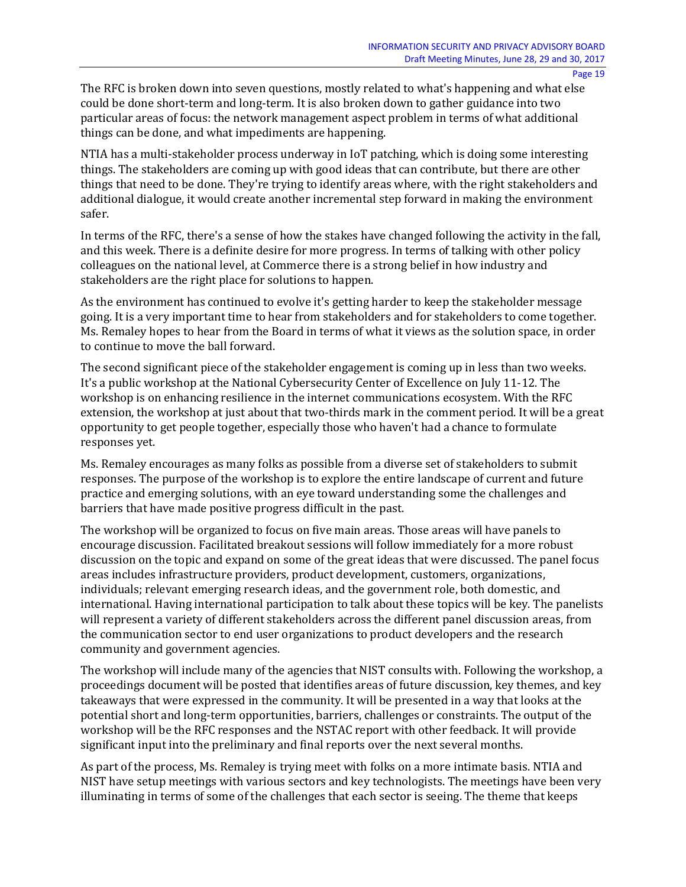The RFC is broken down into seven questions, mostly related to what's happening and what else could be done short-term and long-term. It is also broken down to gather guidance into two particular areas of focus: the network management aspect problem in terms of what additional things can be done, and what impediments are happening.

NTIA has a multi-stakeholder process underway in IoT patching, which is doing some interesting things. The stakeholders are coming up with good ideas that can contribute, but there are other things that need to be done. They're trying to identify areas where, with the right stakeholders and additional dialogue, it would create another incremental step forward in making the environment safer.

In terms of the RFC, there's a sense of how the stakes have changed following the activity in the fall, and this week. There is a definite desire for more progress. In terms of talking with other policy colleagues on the national level, at Commerce there is a strong belief in how industry and stakeholders are the right place for solutions to happen.

As the environment has continued to evolve it's getting harder to keep the stakeholder message going. It is a very important time to hear from stakeholders and for stakeholders to come together. Ms. Remaley hopes to hear from the Board in terms of what it views as the solution space, in order to continue to move the ball forward.

The second significant piece of the stakeholder engagement is coming up in less than two weeks. It's a public workshop at the National Cybersecurity Center of Excellence on July 11-12. The workshop is on enhancing resilience in the internet communications ecosystem. With the RFC extension, the workshop at just about that two-thirds mark in the comment period. It will be a great opportunity to get people together, especially those who haven't had a chance to formulate responses yet.

Ms. Remaley encourages as many folks as possible from a diverse set of stakeholders to submit responses. The purpose of the workshop is to explore the entire landscape of current and future practice and emerging solutions, with an eye toward understanding some the challenges and barriers that have made positive progress difficult in the past.

The workshop will be organized to focus on five main areas. Those areas will have panels to encourage discussion. Facilitated breakout sessions will follow immediately for a more robust discussion on the topic and expand on some of the great ideas that were discussed. The panel focus areas includes infrastructure providers, product development, customers, organizations, individuals; relevant emerging research ideas, and the government role, both domestic, and international. Having international participation to talk about these topics will be key. The panelists will represent a variety of different stakeholders across the different panel discussion areas, from the communication sector to end user organizations to product developers and the research community and government agencies.

The workshop will include many of the agencies that NIST consults with. Following the workshop, a proceedings document will be posted that identifies areas of future discussion, key themes, and key takeaways that were expressed in the community. It will be presented in a way that looks at the potential short and long-term opportunities, barriers, challenges or constraints. The output of the workshop will be the RFC responses and the NSTAC report with other feedback. It will provide significant input into the preliminary and final reports over the next several months.

As part of the process, Ms. Remaley is trying meet with folks on a more intimate basis. NTIA and NIST have setup meetings with various sectors and key technologists. The meetings have been very illuminating in terms of some of the challenges that each sector is seeing. The theme that keeps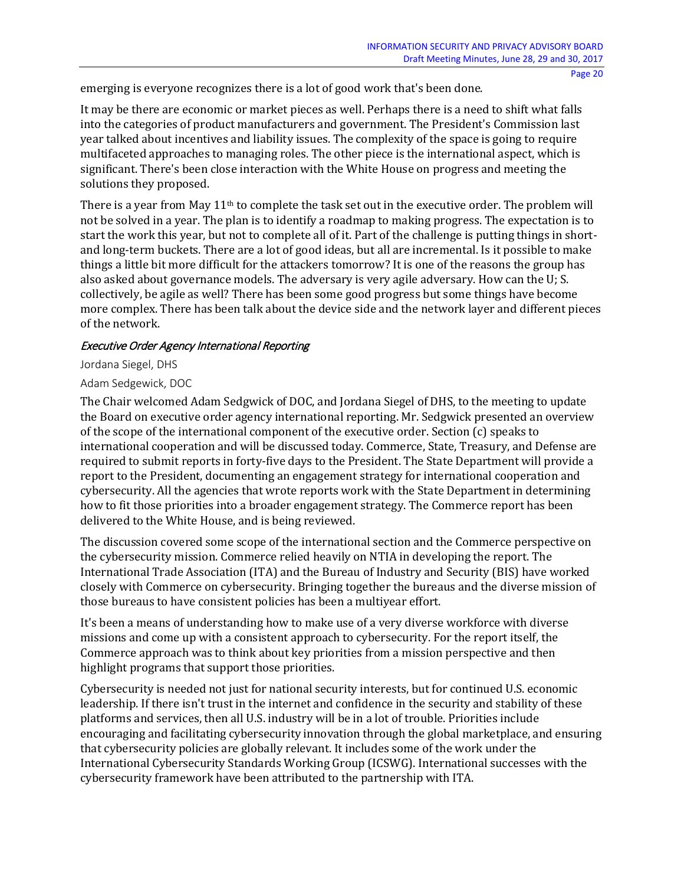emerging is everyone recognizes there is a lot of good work that's been done.

It may be there are economic or market pieces as well. Perhaps there is a need to shift what falls into the categories of product manufacturers and government. The President's Commission last year talked about incentives and liability issues. The complexity of the space is going to require multifaceted approaches to managing roles. The other piece is the international aspect, which is significant. There's been close interaction with the White House on progress and meeting the solutions they proposed.

There is a year from May 11th to complete the task set out in the executive order. The problem will not be solved in a year. The plan is to identify a roadmap to making progress. The expectation is to start the work this year, but not to complete all of it. Part of the challenge is putting things in short- and long-term buckets. There are a lot of good ideas, but all are incremental. Is it possible to make things a little bit more difficult for the attackers tomorrow? It is one of the reasons the group has also asked about governance models. The adversary is very agile adversary. How can the U; S. collectively, be agile as well? There has been some good progress but some things have become more complex. There has been talk about the device side and the network layer and different pieces of the network.

### *Executive Order Agency International Reporting*

Jordana Siegel, DHS

Adam Sedgewick, DOC

The Chair welcomed Adam Sedgwick of DOC, and Jordana Siegel of DHS, to the meeting to update the Board on executive order agency international reporting. Mr. Sedgwick presented an overview of the scope of the international component of the executive order. Section (c) speaks to international cooperation and will be discussed today. Commerce, State, Treasury, and Defense are required to submit reports in forty-five days to the President. The State Department will provide a report to the President, documenting an engagement strategy for international cooperation and cybersecurity. All the agencies that wrote reports work with the State Department in determining how to fit those priorities into a broader engagement strategy. The Commerce report has been delivered to the White House, and is being reviewed.

The discussion covered some scope of the international section and the Commerce perspective on the cybersecurity mission. Commerce relied heavily on NTIA in developing the report. The International Trade Association (ITA) and the Bureau of Industry and Security (BIS) have worked closely with Commerce on cybersecurity. Bringing together the bureaus and the diverse mission of those bureaus to have consistent policies has been a multiyear effort.

It's been a means of understanding how to make use of a very diverse workforce with diverse missions and come up with a consistent approach to cybersecurity. For the report itself, the Commerce approach was to think about key priorities from a mission perspective and then highlight programs that support those priorities.

Cybersecurity is needed not just for national security interests, but for continued U.S. economic leadership. If there isn't trust in the internet and confidence in the security and stability of these platforms and services, then all U.S. industry will be in a lot of trouble. Priorities include encouraging and facilitating cybersecurity innovation through the global marketplace, and ensuring that cybersecurity policies are globally relevant. It includes some of the work under the International Cybersecurity Standards Working Group (ICSWG). International successes with the cybersecurity framework have been attributed to the partnership with ITA.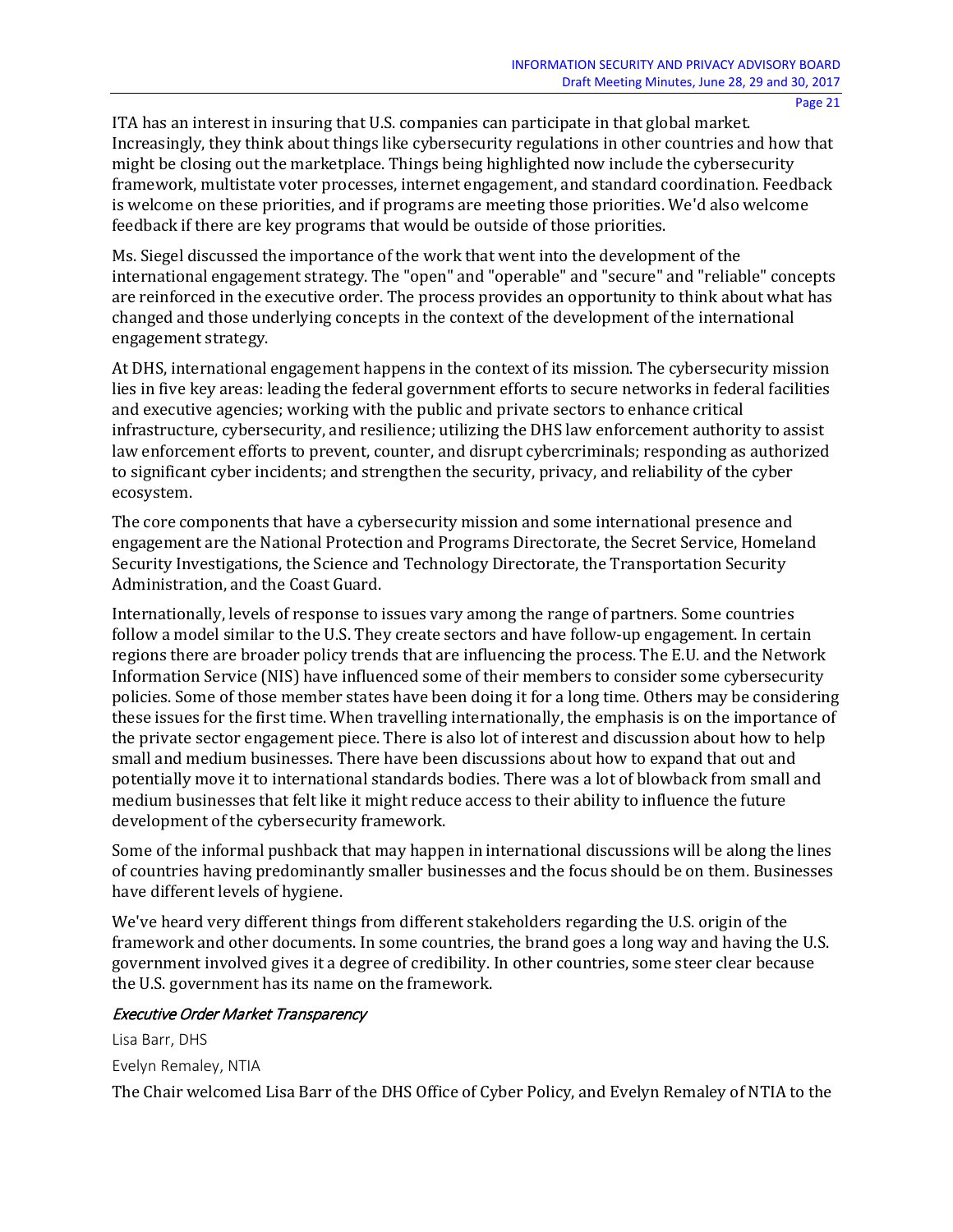ITA has an interest in insuring that U.S. companies can participate in that global market. Increasingly, they think about things like cybersecurity regulations in other countries and how that might be closing out the marketplace. Things being highlighted now include the cybersecurity framework, multistate voter processes, internet engagement, and standard coordination. Feedback is welcome on these priorities, and if programs are meeting those priorities. We'd also welcome feedback if there are key programs that would be outside of those priorities.

Ms. Siegel discussed the importance of the work that went into the development of the international engagement strategy. The "open" and "operable" and "secure" and "reliable" concepts are reinforced in the executive order. The process provides an opportunity to think about what has changed and those underlying concepts in the context of the development of the international engagement strategy.

At DHS, international engagement happens in the context of its mission. The cybersecurity mission lies in five key areas: leading the federal government efforts to secure networks in federal facilities and executive agencies; working with the public and private sectors to enhance critical infrastructure, cybersecurity, and resilience; utilizing the DHS law enforcement authority to assist law enforcement efforts to prevent, counter, and disrupt cybercriminals; responding as authorized to significant cyber incidents; and strengthen the security, privacy, and reliability of the cyber ecosystem.

The core components that have a cybersecurity mission and some international presence and engagement are the National Protection and Programs Directorate, the Secret Service, Homeland Security Investigations, the Science and Technology Directorate, the Transportation Security Administration, and the Coast Guard.

Internationally, levels of response to issues vary among the range of partners. Some countries follow a model similar to the U.S. They create sectors and have follow-up engagement. In certain regions there are broader policy trends that are influencing the process. The E.U. and the Network Information Service (NIS) have influenced some of their members to consider some cybersecurity policies. Some of those member states have been doing it for a long time. Others may be considering these issues for the first time. When travelling internationally, the emphasis is on the importance of the private sector engagement piece. There is also lot of interest and discussion about how to help small and medium businesses. There have been discussions about how to expand that out and potentially move it to international standards bodies. There was a lot of blowback from small and medium businesses that felt like it might reduce access to their ability to influence the future development of the cybersecurity framework.

Some of the informal pushback that may happen in international discussions will be along the lines of countries having predominantly smaller businesses and the focus should be on them. Businesses have different levels of hygiene.

We've heard very different things from different stakeholders regarding the U.S. origin of the framework and other documents. In some countries, the brand goes a long way and having the U.S. government involved gives it a degree of credibility. In other countries, some steer clear because the U.S. government has its name on the framework.

### *Executive Order Market Transparency*

Lisa Barr, DHS

Evelyn Remaley, NTIA

The Chair welcomed Lisa Barr of the DHS Office of Cyber Policy, and Evelyn Remaley of NTIA to the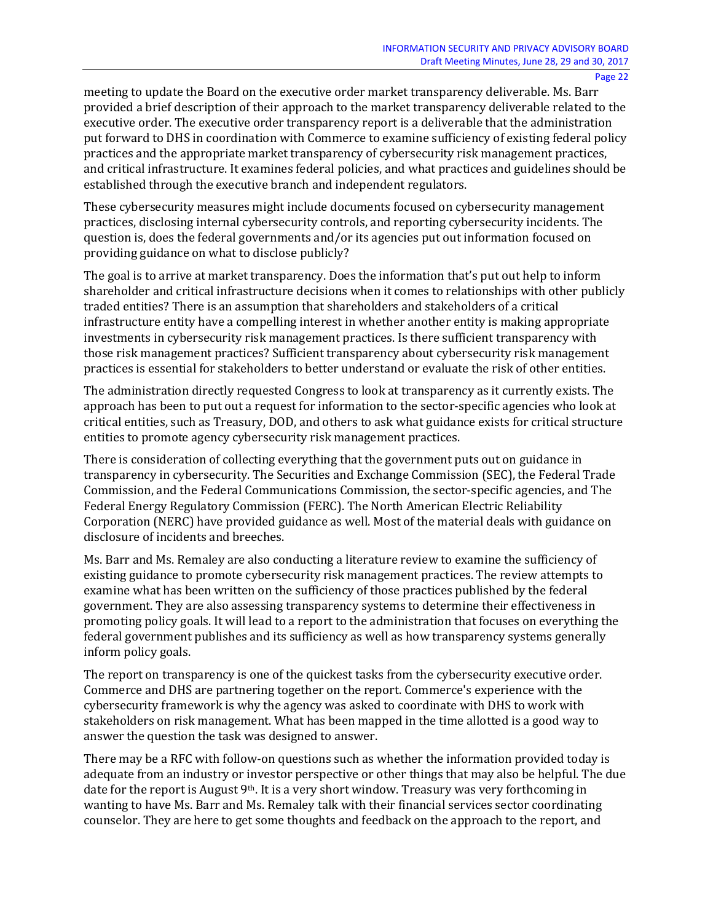meeting to update the Board on the executive order market transparency deliverable. Ms. Barr provided a brief description of their approach to the market transparency deliverable related to the executive order. The executive order transparency report is a deliverable that the administration put forward to DHS in coordination with Commerce to examine sufficiency of existing federal policy practices and the appropriate market transparency of cybersecurity risk management practices, and critical infrastructure. It examines federal policies, and what practices and guidelines should be established through the executive branch and independent regulators.

These cybersecurity measures might include documents focused on cybersecurity management practices, disclosing internal cybersecurity controls, and reporting cybersecurity incidents. The question is, does the federal governments and/or its agencies put out information focused on providing guidance on what to disclose publicly?

The goal is to arrive at market transparency. Does the information that's put out help to inform shareholder and critical infrastructure decisions when it comes to relationships with other publicly traded entities? There is an assumption that shareholders and stakeholders of a critical infrastructure entity have a compelling interest in whether another entity is making appropriate investments in cybersecurity risk management practices. Is there sufficient transparency with those risk management practices? Sufficient transparency about cybersecurity risk management practices is essential for stakeholders to better understand or evaluate the risk of other entities.

The administration directly requested Congress to look at transparency as it currently exists. The approach has been to put out a request for information to the sector-specific agencies who look at critical entities, such as Treasury, DOD, and others to ask what guidance exists for critical structure entities to promote agency cybersecurity risk management practices.

There is consideration of collecting everything that the government puts out on guidance in transparency in cybersecurity. The Securities and Exchange Commission (SEC), the Federal Trade Commission, and the Federal Communications Commission, the sector-specific agencies, and The Federal Energy Regulatory Commission (FERC). The North American Electric Reliability Corporation (NERC) have provided guidance as well. Most of the material deals with guidance on disclosure of incidents and breeches.

Ms. Barr and Ms. Remaley are also conducting a literature review to examine the sufficiency of existing guidance to promote cybersecurity risk management practices. The review attempts to examine what has been written on the sufficiency of those practices published by the federal government. They are also assessing transparency systems to determine their effectiveness in promoting policy goals. It will lead to a report to the administration that focuses on everything the federal government publishes and its sufficiency as well as how transparency systems generally inform policy goals.

The report on transparency is one of the quickest tasks from the cybersecurity executive order. Commerce and DHS are partnering together on the report. Commerce's experience with the cybersecurity framework is why the agency was asked to coordinate with DHS to work with stakeholders on risk management. What has been mapped in the time allotted is a good way to answer the question the task was designed to answer.

There may be a RFC with follow-on questions such as whether the information provided today is adequate from an industry or investor perspective or other things that may also be helpful. The due date for the report is August 9th. It is a very short window. Treasury was very forthcoming in wanting to have Ms. Barr and Ms. Remaley talk with their financial services sector coordinating counselor. They are here to get some thoughts and feedback on the approach to the report, and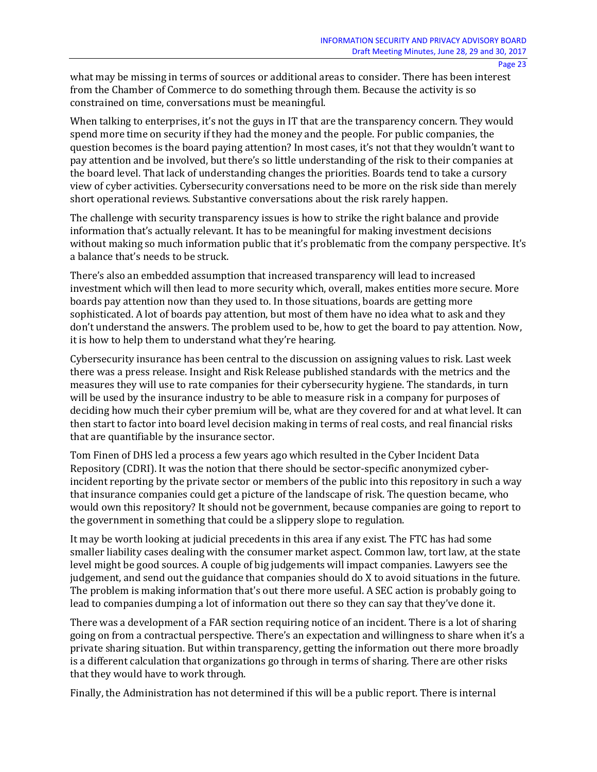what may be missing in terms of sources or additional areas to consider. There has been interest from the Chamber of Commerce to do something through them. Because the activity is so constrained on time, conversations must be meaningful.

When talking to enterprises, it's not the guys in IT that are the transparency concern. They would spend more time on security if they had the money and the people. For public companies, the question becomes is the board paying attention? In most cases, it's not that they wouldn't want to pay attention and be involved, but there's so little understanding of the risk to their companies at the board level. That lack of understanding changes the priorities. Boards tend to take a cursory view of cyber activities. Cybersecurity conversations need to be more on the risk side than merely short operational reviews. Substantive conversations about the risk rarely happen.

The challenge with security transparency issues is how to strike the right balance and provide information that's actually relevant. It has to be meaningful for making investment decisions without making so much information public that it's problematic from the company perspective. It's a balance that's needs to be struck.

There's also an embedded assumption that increased transparency will lead to increased investment which will then lead to more security which, overall, makes entities more secure. More boards pay attention now than they used to. In those situations, boards are getting more sophisticated. A lot of boards pay attention, but most of them have no idea what to ask and they don't understand the answers. The problem used to be, how to get the board to pay attention. Now, it is how to help them to understand what they're hearing.

Cybersecurity insurance has been central to the discussion on assigning values to risk. Last week there was a press release. Insight and Risk Release published standards with the metrics and the measures they will use to rate companies for their cybersecurity hygiene. The standards, in turn will be used by the insurance industry to be able to measure risk in a company for purposes of deciding how much their cyber premium will be, what are they covered for and at what level. It can then start to factor into board level decision making in terms of real costs, and real financial risks that are quantifiable by the insurance sector.

Tom Finen of DHS led a process a few years ago which resulted in the Cyber Incident Data Repository (CDRI). It was the notion that there should be sector-specific anonymized cyber-incident reporting by the private sector or members of the public into this repository in such a way that insurance companies could get a picture of the landscape of risk. The question became, who would own this repository? It should not be government, because companies are going to report to the government in something that could be a slippery slope to regulation.

It may be worth looking at judicial precedents in this area if any exist. The FTC has had some smaller liability cases dealing with the consumer market aspect. Common law, tort law, at the state level might be good sources. A couple of big judgements will impact companies. Lawyers see the judgement, and send out the guidance that companies should do X to avoid situations in the future. The problem is making information that's out there more useful. A SEC action is probably going to lead to companies dumping a lot of information out there so they can say that they've done it.

There was a development of a FAR section requiring notice of an incident. There is a lot of sharing going on from a contractual perspective. There's an expectation and willingness to share when it's a private sharing situation. But within transparency, getting the information out there more broadly is a different calculation that organizations go through in terms of sharing. There are other risks that they would have to work through.

Finally, the Administration has not determined if this will be a public report. There is internal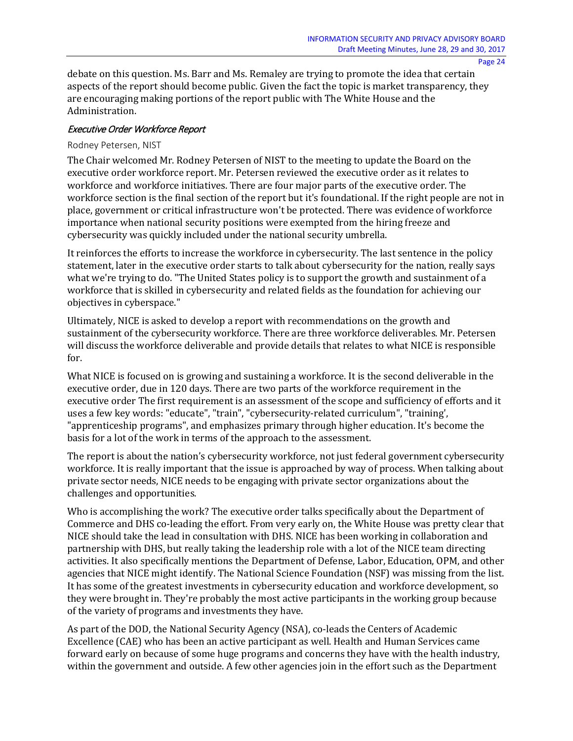debate on this question. Ms. Barr and Ms. Remaley are trying to promote the idea that certain aspects of the report should become public. Given the fact the topic is market transparency, they are encouraging making portions of the report public with The White House and the Administration.

### *Executive Order Workforce Report*

Rodney Petersen, NIST

The Chair welcomed Mr. Rodney Petersen of NIST to the meeting to update the Board on the executive order workforce report. Mr. Petersen reviewed the executive order as it relates to workforce and workforce initiatives. There are four major parts of the executive order. The workforce section is the final section of the report but it's foundational. If the right people are not in place, government or critical infrastructure won't be protected. There was evidence of workforce importance when national security positions were exempted from the hiring freeze and cybersecurity was quickly included under the national security umbrella.

It reinforces the efforts to increase the workforce in cybersecurity. The last sentence in the policy statement, later in the executive order starts to talk about cybersecurity for the nation, really says what we're trying to do. "The United States policy is to support the growth and sustainment of a workforce that is skilled in cybersecurity and related fields as the foundation for achieving our objectives in cyberspace."

Ultimately, NICE is asked to develop a report with recommendations on the growth and sustainment of the cybersecurity workforce. There are three workforce deliverables. Mr. Petersen will discuss the workforce deliverable and provide details that relates to what NICE is responsible for.

What NICE is focused on is growing and sustaining a workforce. It is the second deliverable in the executive order, due in 120 days. There are two parts of the workforce requirement in the executive order The first requirement is an assessment of the scope and sufficiency of efforts and it uses a few key words: "educate", "train", "cybersecurity-related curriculum", "training', "apprenticeship programs", and emphasizes primary through higher education. It's become the basis for a lot of the work in terms of the approach to the assessment.

The report is about the nation's cybersecurity workforce, not just federal government cybersecurity workforce. It is really important that the issue is approached by way of process. When talking about private sector needs, NICE needs to be engaging with private sector organizations about the challenges and opportunities.

Who is accomplishing the work? The executive order talks specifically about the Department of Commerce and DHS co-leading the effort. From very early on, the White House was pretty clear that NICE should take the lead in consultation with DHS. NICE has been working in collaboration and partnership with DHS, but really taking the leadership role with a lot of the NICE team directing activities. It also specifically mentions the Department of Defense, Labor, Education, OPM, and other agencies that NICE might identify. The National Science Foundation (NSF) was missing from the list. It has some of the greatest investments in cybersecurity education and workforce development, so they were brought in. They're probably the most active participants in the working group because of the variety of programs and investments they have.

As part of the DOD, the National Security Agency (NSA), co-leads the Centers of Academic Excellence (CAE) who has been an active participant as well. Health and Human Services came forward early on because of some huge programs and concerns they have with the health industry, within the government and outside. A few other agencies join in the effort such as the Department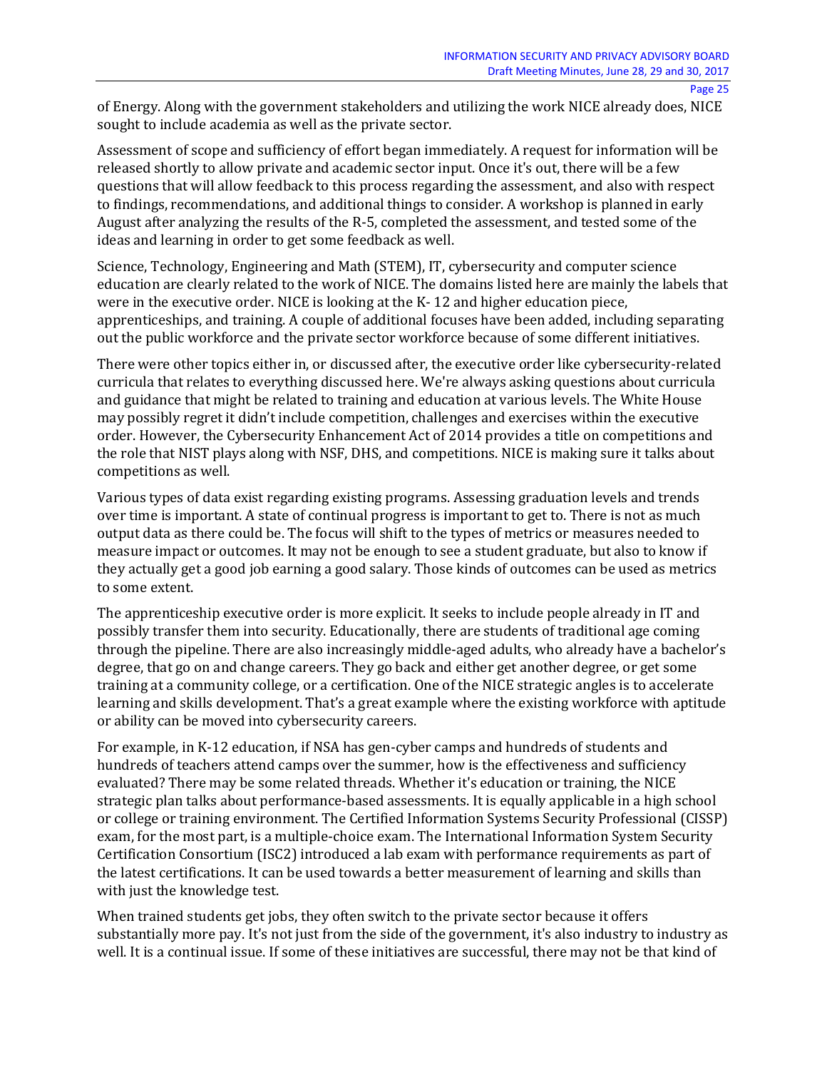of Energy. Along with the government stakeholders and utilizing the work NICE already does, NICE sought to include academia as well as the private sector.

Assessment of scope and sufficiency of effort began immediately. A request for information will be released shortly to allow private and academic sector input. Once it's out, there will be a few questions that will allow feedback to this process regarding the assessment, and also with respect to findings, recommendations, and additional things to consider. A workshop is planned in early August after analyzing the results of the R-5, completed the assessment, and tested some of the ideas and learning in order to get some feedback as well.

Science, Technology, Engineering and Math (STEM), IT, cybersecurity and computer science education are clearly related to the work of NICE. The domains listed here are mainly the labels that were in the executive order. NICE is looking at the K- 12 and higher education piece, apprenticeships, and training. A couple of additional focuses have been added, including separating out the public workforce and the private sector workforce because of some different initiatives.

There were other topics either in, or discussed after, the executive order like cybersecurity-related curricula that relates to everything discussed here. We're always asking questions about curricula and guidance that might be related to training and education at various levels. The White House may possibly regret it didn't include competition, challenges and exercises within the executive order. However, the Cybersecurity Enhancement Act of 2014 provides a title on competitions and the role that NIST plays along with NSF, DHS, and competitions. NICE is making sure it talks about competitions as well.

Various types of data exist regarding existing programs. Assessing graduation levels and trends over time is important. A state of continual progress is important to get to. There is not as much output data as there could be. The focus will shift to the types of metrics or measures needed to measure impact or outcomes. It may not be enough to see a student graduate, but also to know if they actually get a good job earning a good salary. Those kinds of outcomes can be used as metrics to some extent.

The apprenticeship executive order is more explicit. It seeks to include people already in IT and possibly transfer them into security. Educationally, there are students of traditional age coming through the pipeline. There are also increasingly middle-aged adults, who already have a bachelor's degree, that go on and change careers. They go back and either get another degree, or get some training at a community college, or a certification. One of the NICE strategic angles is to accelerate learning and skills development. That's a great example where the existing workforce with aptitude or ability can be moved into cybersecurity careers.

For example, in K-12 education, if NSA has gen-cyber camps and hundreds of students and hundreds of teachers attend camps over the summer, how is the effectiveness and sufficiency evaluated? There may be some related threads. Whether it's education or training, the NICE strategic plan talks about performance-based assessments. It is equally applicable in a high school or college or training environment. The Certified Information Systems Security Professional (CISSP) exam, for the most part, is a multiple-choice exam. The International Information System Security Certification Consortium (ISC2) introduced a lab exam with performance requirements as part of the latest certifications. It can be used towards a better measurement of learning and skills than with just the knowledge test.

When trained students get jobs, they often switch to the private sector because it offers substantially more pay. It's not just from the side of the government, it's also industry to industry as well. It is a continual issue. If some of these initiatives are successful, there may not be that kind of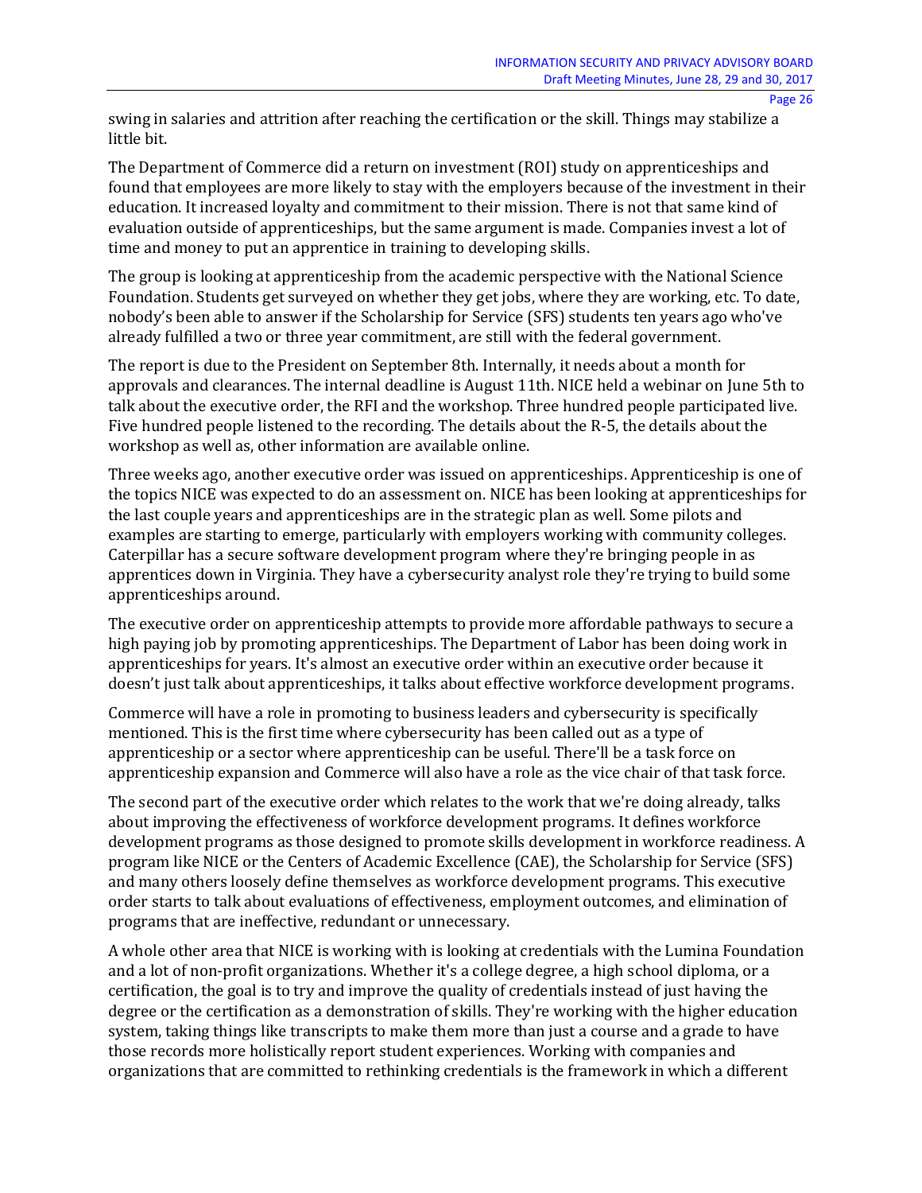swing in salaries and attrition after reaching the certification or the skill. Things may stabilize a little bit.

The Department of Commerce did a return on investment (ROI) study on apprenticeships and found that employees are more likely to stay with the employers because of the investment in their education. It increased loyalty and commitment to their mission. There is not that same kind of evaluation outside of apprenticeships, but the same argument is made. Companies invest a lot of time and money to put an apprentice in training to developing skills.

The group is looking at apprenticeship from the academic perspective with the National Science Foundation. Students get surveyed on whether they get jobs, where they are working, etc. To date, nobody's been able to answer if the Scholarship for Service (SFS) students ten years ago who've already fulfilled a two or three year commitment, are still with the federal government.

The report is due to the President on September 8th. Internally, it needs about a month for approvals and clearances. The internal deadline is August 11th. NICE held a webinar on June 5th to talk about the executive order, the RFI and the workshop. Three hundred people participated live. Five hundred people listened to the recording. The details about the R-5, the details about the workshop as well as, other information are available online.

Three weeks ago, another executive order was issued on apprenticeships. Apprenticeship is one of the topics NICE was expected to do an assessment on. NICE has been looking at apprenticeships for the last couple years and apprenticeships are in the strategic plan as well. Some pilots and examples are starting to emerge, particularly with employers working with community colleges. Caterpillar has a secure software development program where they're bringing people in as apprentices down in Virginia. They have a cybersecurity analyst role they're trying to build some apprenticeships around.

The executive order on apprenticeship attempts to provide more affordable pathways to secure a high paying job by promoting apprenticeships. The Department of Labor has been doing work in apprenticeships for years. It's almost an executive order within an executive order because it doesn't just talk about apprenticeships, it talks about effective workforce development programs.

Commerce will have a role in promoting to business leaders and cybersecurity is specifically mentioned. This is the first time where cybersecurity has been called out as a type of apprenticeship or a sector where apprenticeship can be useful. There'll be a task force on apprenticeship expansion and Commerce will also have a role as the vice chair of that task force.

The second part of the executive order which relates to the work that we're doing already, talks about improving the effectiveness of workforce development programs. It defines workforce development programs as those designed to promote skills development in workforce readiness. A program like NICE or the Centers of Academic Excellence (CAE), the Scholarship for Service (SFS) and many others loosely define themselves as workforce development programs. This executive order starts to talk about evaluations of effectiveness, employment outcomes, and elimination of programs that are ineffective, redundant or unnecessary.

A whole other area that NICE is working with is looking at credentials with the Lumina Foundation and a lot of non-profit organizations. Whether it's a college degree, a high school diploma, or a certification, the goal is to try and improve the quality of credentials instead of just having the degree or the certification as a demonstration of skills. They're working with the higher education system, taking things like transcripts to make them more than just a course and a grade to have those records more holistically report student experiences. Working with companies and organizations that are committed to rethinking credentials is the framework in which a different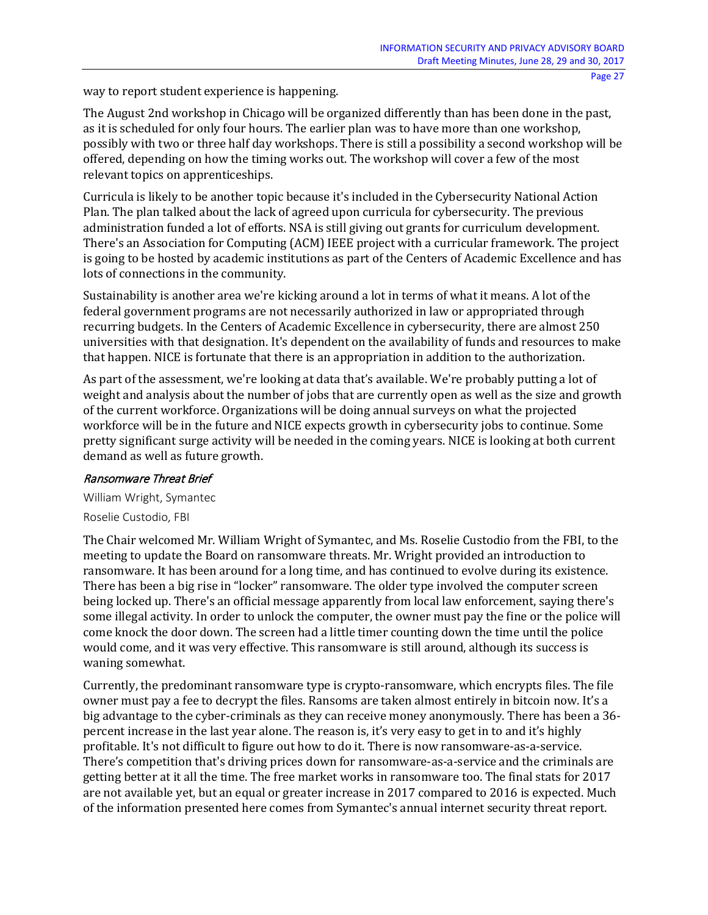way to report student experience is happening.

The August 2nd workshop in Chicago will be organized differently than has been done in the past, as it is scheduled for only four hours. The earlier plan was to have more than one workshop, possibly with two or three half day workshops. There is still a possibility a second workshop will be offered, depending on how the timing works out. The workshop will cover a few of the most relevant topics on apprenticeships.

Curricula is likely to be another topic because it's included in the Cybersecurity National Action Plan. The plan talked about the lack of agreed upon curricula for cybersecurity. The previous administration funded a lot of efforts. NSA is still giving out grants for curriculum development. There's an Association for Computing (ACM) IEEE project with a curricular framework. The project is going to be hosted by academic institutions as part of the Centers of Academic Excellence and has lots of connections in the community.

Sustainability is another area we're kicking around a lot in terms of what it means. A lot of the federal government programs are not necessarily authorized in law or appropriated through recurring budgets. In the Centers of Academic Excellence in cybersecurity, there are almost 250 universities with that designation. It's dependent on the availability of funds and resources to make that happen. NICE is fortunate that there is an appropriation in addition to the authorization.

As part of the assessment, we're looking at data that's available. We're probably putting a lot of weight and analysis about the number of jobs that are currently open as well as the size and growth of the current workforce. Organizations will be doing annual surveys on what the projected workforce will be in the future and NICE expects growth in cybersecurity jobs to continue. Some pretty significant surge activity will be needed in the coming years. NICE is looking at both current demand as well as future growth.

### *Ransomware Threat Brief*

William Wright, Symantec

Roselie Custodio, FBI

The Chair welcomed Mr. William Wright of Symantec, and Ms. Roselie Custodio from the FBI, to the meeting to update the Board on ransomware threats. Mr. Wright provided an introduction to ransomware. It has been around for a long time, and has continued to evolve during its existence. There has been a big rise in "locker" ransomware. The older type involved the computer screen being locked up. There's an official message apparently from local law enforcement, saying there's some illegal activity. In order to unlock the computer, the owner must pay the fine or the police will come knock the door down. The screen had a little timer counting down the time until the police would come, and it was very effective. This ransomware is still around, although its success is waning somewhat.

Currently, the predominant ransomware type is crypto-ransomware, which encrypts files. The file owner must pay a fee to decrypt the files. Ransoms are taken almost entirely in bitcoin now. It's a big advantage to the cyber-criminals as they can receive money anonymously. There has been a 36-percent increase in the last year alone. The reason is, it's very easy to get in to and it's highly profitable. It's not difficult to figure out how to do it. There is now ransomware-as-a-service. There's competition that's driving prices down for ransomware-as-a-service and the criminals are getting better at it all the time. The free market works in ransomware too. The final stats for 2017 are not available yet, but an equal or greater increase in 2017 compared to 2016 is expected. Much of the information presented here comes from Symantec's annual internet security threat report.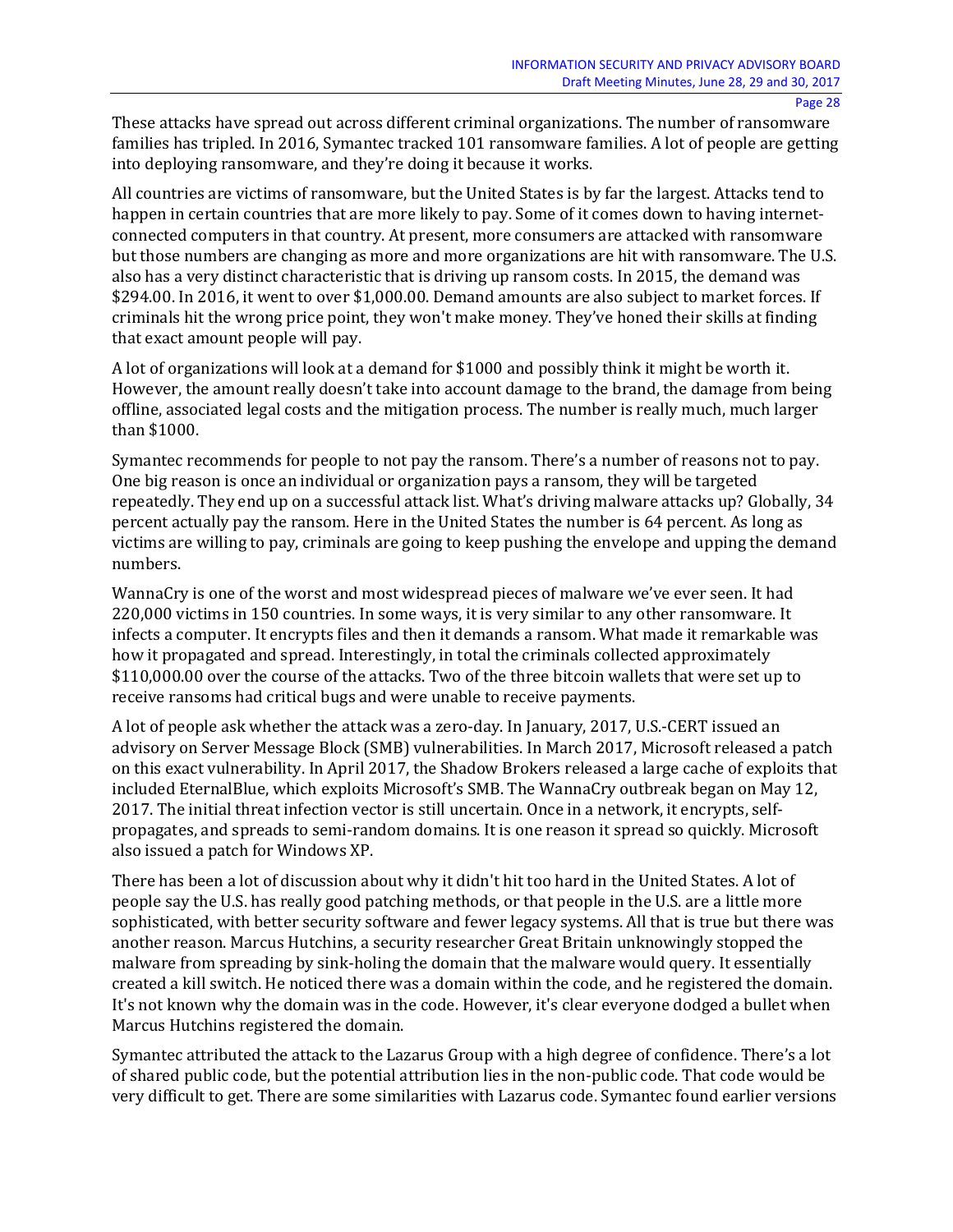These attacks have spread out across different criminal organizations. The number of ransomware families has tripled. In 2016, Symantec tracked 101 ransomware families. A lot of people are getting into deploying ransomware, and they're doing it because it works.

All countries are victims of ransomware, but the United States is by far the largest. Attacks tend to happen in certain countries that are more likely to pay. Some of it comes down to having internet-connected computers in that country. At present, more consumers are attacked with ransomware but those numbers are changing as more and more organizations are hit with ransomware. The U.S. also has a very distinct characteristic that is driving up ransom costs. In 2015, the demand was $294.00. In 2016, it went to over $1,000.00. Demand amounts are also subject to market forces. If criminals hit the wrong price point, they won't make money. They've honed their skills at finding that exact amount people will pay.

A lot of organizations will look at a demand for $1000 and possibly think it might be worth it. However, the amount really doesn't take into account damage to the brand, the damage from being offline, associated legal costs and the mitigation process. The number is really much, much larger than $1000.

Symantec recommends for people to not pay the ransom. There's a number of reasons not to pay. One big reason is once an individual or organization pays a ransom, they will be targeted repeatedly. They end up on a successful attack list. What's driving malware attacks up? Globally, 34 percent actually pay the ransom. Here in the United States the number is 64 percent. As long as victims are willing to pay, criminals are going to keep pushing the envelope and upping the demand numbers.

WannaCry is one of the worst and most widespread pieces of malware we've ever seen. It had 220,000 victims in 150 countries. In some ways, it is very similar to any other ransomware. It infects a computer. It encrypts files and then it demands a ransom. What made it remarkable was how it propagated and spread. Interestingly, in total the criminals collected approximately $110,000.00 over the course of the attacks. Two of the three bitcoin wallets that were set up to receive ransoms had critical bugs and were unable to receive payments.

A lot of people ask whether the attack was a zero-day. In January, 2017, U.S.-CERT issued an advisory on Server Message Block (SMB) vulnerabilities. In March 2017, Microsoft released a patch on this exact vulnerability. In April 2017, the Shadow Brokers released a large cache of exploits that included EternalBlue, which exploits Microsoft's SMB. The WannaCry outbreak began on May 12, 2017. The initial threat infection vector is still uncertain. Once in a network, it encrypts, self-propagates, and spreads to semi-random domains. It is one reason it spread so quickly. Microsoft also issued a patch for Windows XP.

There has been a lot of discussion about why it didn't hit too hard in the United States. A lot of people say the U.S. has really good patching methods, or that people in the U.S. are a little more sophisticated, with better security software and fewer legacy systems. All that is true but there was another reason. Marcus Hutchins, a security researcher Great Britain unknowingly stopped the malware from spreading by sink-holing the domain that the malware would query. It essentially created a kill switch. He noticed there was a domain within the code, and he registered the domain. It's not known why the domain was in the code. However, it's clear everyone dodged a bullet when Marcus Hutchins registered the domain.

Symantec attributed the attack to the Lazarus Group with a high degree of confidence. There's a lot of shared public code, but the potential attribution lies in the non-public code. That code would be very difficult to get. There are some similarities with Lazarus code. Symantec found earlier versions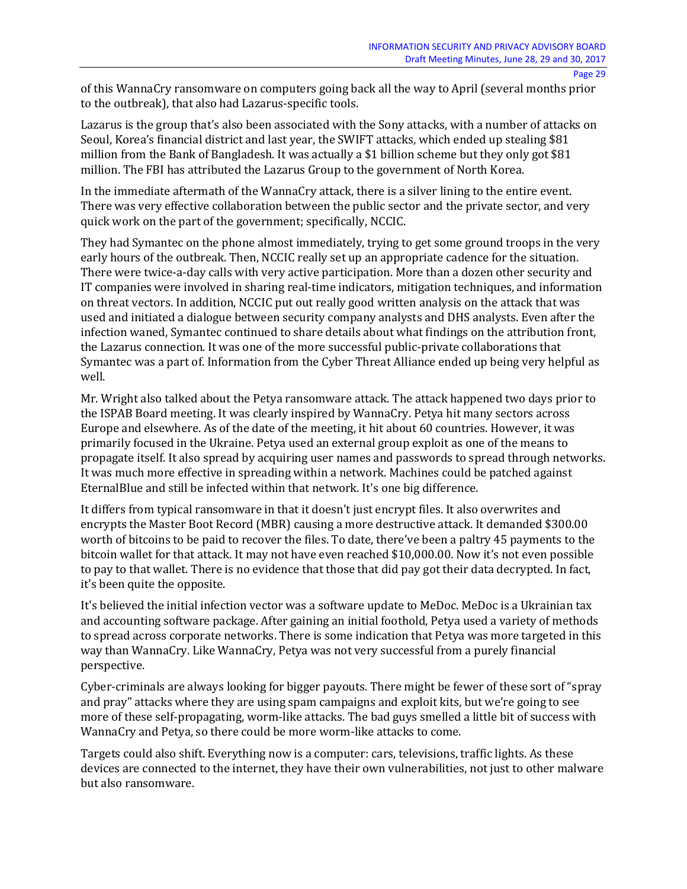of this WannaCry ransomware on computers going back all the way to April (several months prior to the outbreak), that also had Lazarus-specific tools.

Lazarus is the group that's also been associated with the Sony attacks, with a number of attacks on Seoul, Korea's financial district and last year, the SWIFT attacks, which ended up stealing $81 million from the Bank of Bangladesh. It was actually a $1 billion scheme but they only got $81 million. The FBI has attributed the Lazarus Group to the government of North Korea.

In the immediate aftermath of the WannaCry attack, there is a silver lining to the entire event. There was very effective collaboration between the public sector and the private sector, and very quick work on the part of the government; specifically, NCCIC.

They had Symantec on the phone almost immediately, trying to get some ground troops in the very early hours of the outbreak. Then, NCCIC really set up an appropriate cadence for the situation. There were twice-a-day calls with very active participation. More than a dozen other security and IT companies were involved in sharing real-time indicators, mitigation techniques, and information on threat vectors. In addition, NCCIC put out really good written analysis on the attack that was used and initiated a dialogue between security company analysts and DHS analysts. Even after the infection waned, Symantec continued to share details about what findings on the attribution front, the Lazarus connection. It was one of the more successful public-private collaborations that Symantec was a part of. Information from the Cyber Threat Alliance ended up being very helpful as well.

Mr. Wright also talked about the Petya ransomware attack. The attack happened two days prior to the ISPAB Board meeting. It was clearly inspired by WannaCry. Petya hit many sectors across Europe and elsewhere. As of the date of the meeting, it hit about 60 countries. However, it was primarily focused in the Ukraine. Petya used an external group exploit as one of the means to propagate itself. It also spread by acquiring user names and passwords to spread through networks. It was much more effective in spreading within a network. Machines could be patched against EternalBlue and still be infected within that network. It's one big difference.

It differs from typical ransomware in that it doesn't just encrypt files. It also overwrites and encrypts the Master Boot Record (MBR) causing a more destructive attack. It demanded $300.00 worth of bitcoins to be paid to recover the files. To date, there've been a paltry 45 payments to the bitcoin wallet for that attack. It may not have even reached $10,000.00. Now it's not even possible to pay to that wallet. There is no evidence that those that did pay got their data decrypted. In fact, it's been quite the opposite.

It's believed the initial infection vector was a software update to MeDoc. MeDoc is a Ukrainian tax and accounting software package. After gaining an initial foothold, Petya used a variety of methods to spread across corporate networks. There is some indication that Petya was more targeted in this way than WannaCry. Like WannaCry, Petya was not very successful from a purely financial perspective.

Cyber-criminals are always looking for bigger payouts. There might be fewer of these sort of "spray and pray" attacks where they are using spam campaigns and exploit kits, but we're going to see more of these self-propagating, worm-like attacks. The bad guys smelled a little bit of success with WannaCry and Petya, so there could be more worm-like attacks to come.

Targets could also shift. Everything now is a computer: cars, televisions, traffic lights. As these devices are connected to the internet, they have their own vulnerabilities, not just to other malware but also ransomware.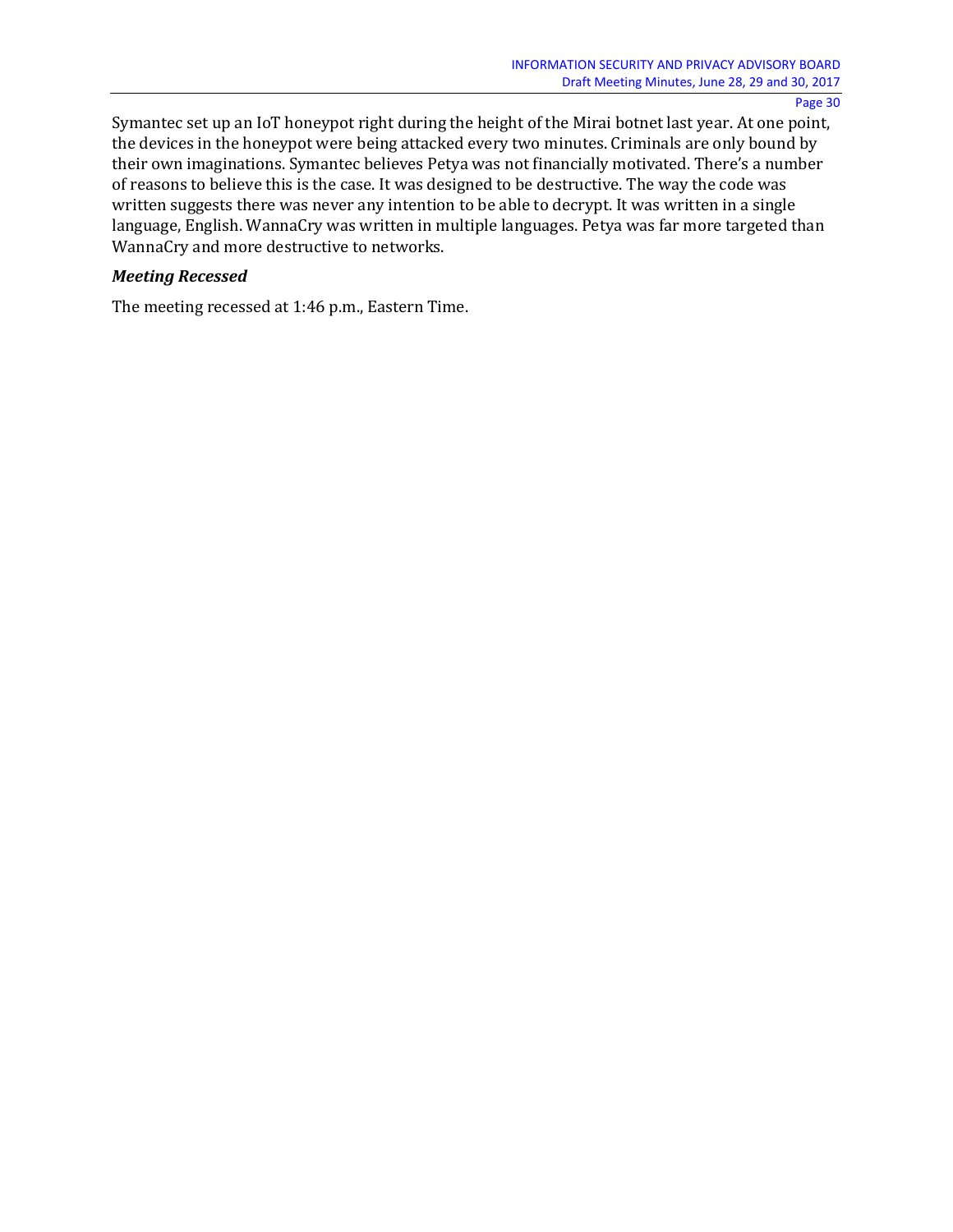Symantec set up an IoT honeypot right during the height of the Mirai botnet last year. At one point, the devices in the honeypot were being attacked every two minutes. Criminals are only bound by their own imaginations. Symantec believes Petya was not financially motivated. There's a number of reasons to believe this is the case. It was designed to be destructive. The way the code was written suggests there was never any intention to be able to decrypt. It was written in a single language, English. WannaCry was written in multiple languages. Petya was far more targeted than WannaCry and more destructive to networks.

### *Meeting Recessed*

The meeting recessed at 1:46 p.m., Eastern Time.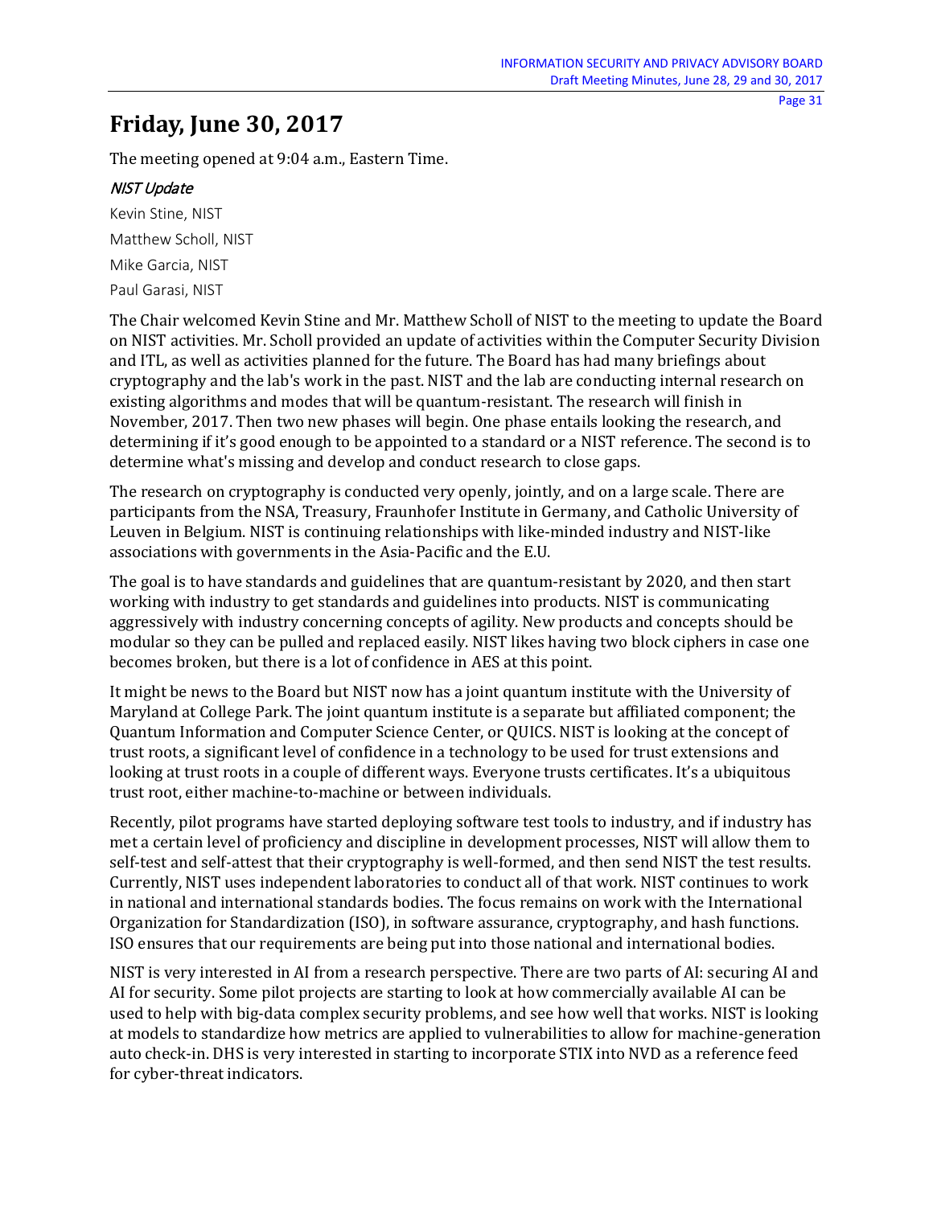# Friday, June 30, 2017

The meeting opened at 9:04 a.m., Eastern Time.

### *NIST Update*

Kevin Stine, NIST

Matthew Scholl, NIST

Mike Garcia, NIST

Paul Garasi, NIST

The Chair welcomed Kevin Stine and Mr. Matthew Scholl of NIST to the meeting to update the Board on NIST activities. Mr. Scholl provided an update of activities within the Computer Security Division and ITL, as well as activities planned for the future. The Board has had many briefings about cryptography and the lab's work in the past. NIST and the lab are conducting internal research on existing algorithms and modes that will be quantum-resistant. The research will finish in November, 2017. Then two new phases will begin. One phase entails looking the research, and determining if it's good enough to be appointed to a standard or a NIST reference. The second is to determine what's missing and develop and conduct research to close gaps.

The research on cryptography is conducted very openly, jointly, and on a large scale. There are participants from the NSA, Treasury, Fraunhofer Institute in Germany, and Catholic University of Leuven in Belgium. NIST is continuing relationships with like-minded industry and NIST-like associations with governments in the Asia-Pacific and the E.U.

The goal is to have standards and guidelines that are quantum-resistant by 2020, and then start working with industry to get standards and guidelines into products. NIST is communicating aggressively with industry concerning concepts of agility. New products and concepts should be modular so they can be pulled and replaced easily. NIST likes having two block ciphers in case one becomes broken, but there is a lot of confidence in AES at this point.

It might be news to the Board but NIST now has a joint quantum institute with the University of Maryland at College Park. The joint quantum institute is a separate but affiliated component; the Quantum Information and Computer Science Center, or QUICS. NIST is looking at the concept of trust roots, a significant level of confidence in a technology to be used for trust extensions and looking at trust roots in a couple of different ways. Everyone trusts certificates. It's a ubiquitous trust root, either machine-to-machine or between individuals.

Recently, pilot programs have started deploying software test tools to industry, and if industry has met a certain level of proficiency and discipline in development processes, NIST will allow them to self-test and self-attest that their cryptography is well-formed, and then send NIST the test results. Currently, NIST uses independent laboratories to conduct all of that work. NIST continues to work in national and international standards bodies. The focus remains on work with the International Organization for Standardization (ISO), in software assurance, cryptography, and hash functions. ISO ensures that our requirements are being put into those national and international bodies.

NIST is very interested in AI from a research perspective. There are two parts of AI: securing AI and AI for security. Some pilot projects are starting to look at how commercially available AI can be used to help with big-data complex security problems, and see how well that works. NIST is looking at models to standardize how metrics are applied to vulnerabilities to allow for machine-generation auto check-in. DHS is very interested in starting to incorporate STIX into NVD as a reference feed for cyber-threat indicators.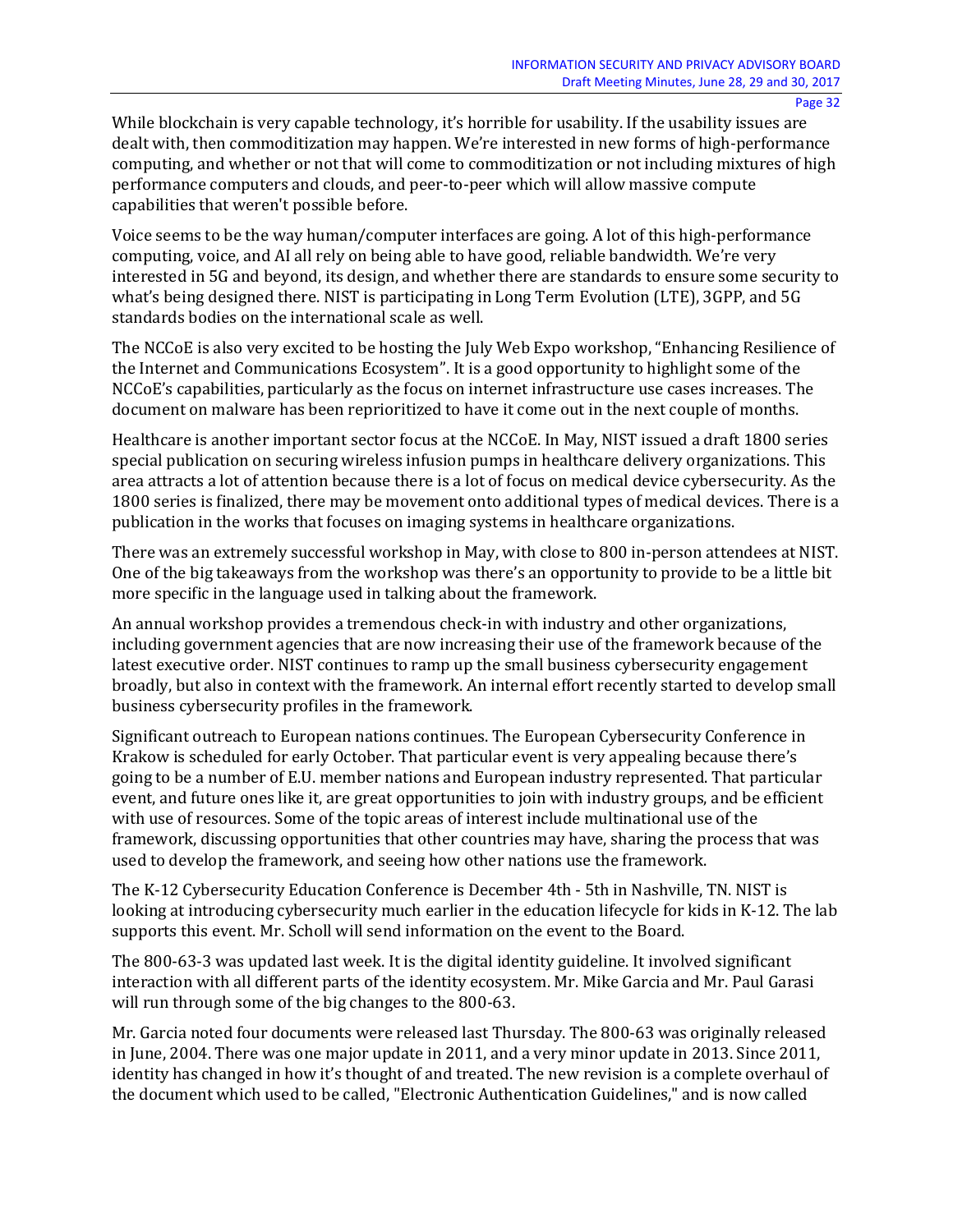While blockchain is very capable technology, it's horrible for usability. If the usability issues are dealt with, then commoditization may happen. We're interested in new forms of high-performance computing, and whether or not that will come to commoditization or not including mixtures of high performance computers and clouds, and peer-to-peer which will allow massive compute capabilities that weren't possible before.

Voice seems to be the way human/computer interfaces are going. A lot of this high-performance computing, voice, and AI all rely on being able to have good, reliable bandwidth. We're very interested in 5G and beyond, its design, and whether there are standards to ensure some security to what's being designed there. NIST is participating in Long Term Evolution (LTE), 3GPP, and 5G standards bodies on the international scale as well.

The NCCoE is also very excited to be hosting the July Web Expo workshop, "Enhancing Resilience of the Internet and Communications Ecosystem". It is a good opportunity to highlight some of the NCCoE's capabilities, particularly as the focus on internet infrastructure use cases increases. The document on malware has been reprioritized to have it come out in the next couple of months.

Healthcare is another important sector focus at the NCCoE. In May, NIST issued a draft 1800 series special publication on securing wireless infusion pumps in healthcare delivery organizations. This area attracts a lot of attention because there is a lot of focus on medical device cybersecurity. As the 1800 series is finalized, there may be movement onto additional types of medical devices. There is a publication in the works that focuses on imaging systems in healthcare organizations.

There was an extremely successful workshop in May, with close to 800 in-person attendees at NIST. One of the big takeaways from the workshop was there's an opportunity to provide to be a little bit more specific in the language used in talking about the framework.

An annual workshop provides a tremendous check-in with industry and other organizations, including government agencies that are now increasing their use of the framework because of the latest executive order. NIST continues to ramp up the small business cybersecurity engagement broadly, but also in context with the framework. An internal effort recently started to develop small business cybersecurity profiles in the framework.

Significant outreach to European nations continues. The European Cybersecurity Conference in Krakow is scheduled for early October. That particular event is very appealing because there's going to be a number of E.U. member nations and European industry represented. That particular event, and future ones like it, are great opportunities to join with industry groups, and be efficient with use of resources. Some of the topic areas of interest include multinational use of the framework, discussing opportunities that other countries may have, sharing the process that was used to develop the framework, and seeing how other nations use the framework.

The K-12 Cybersecurity Education Conference is December 4th - 5th in Nashville, TN. NIST is looking at introducing cybersecurity much earlier in the education lifecycle for kids in K-12. The lab supports this event. Mr. Scholl will send information on the event to the Board.

The 800-63-3 was updated last week. It is the digital identity guideline. It involved significant interaction with all different parts of the identity ecosystem. Mr. Mike Garcia and Mr. Paul Garasi will run through some of the big changes to the 800-63.

Mr. Garcia noted four documents were released last Thursday. The 800-63 was originally released in June, 2004. There was one major update in 2011, and a very minor update in 2013. Since 2011, identity has changed in how it's thought of and treated. The new revision is a complete overhaul of the document which used to be called, "Electronic Authentication Guidelines," and is now called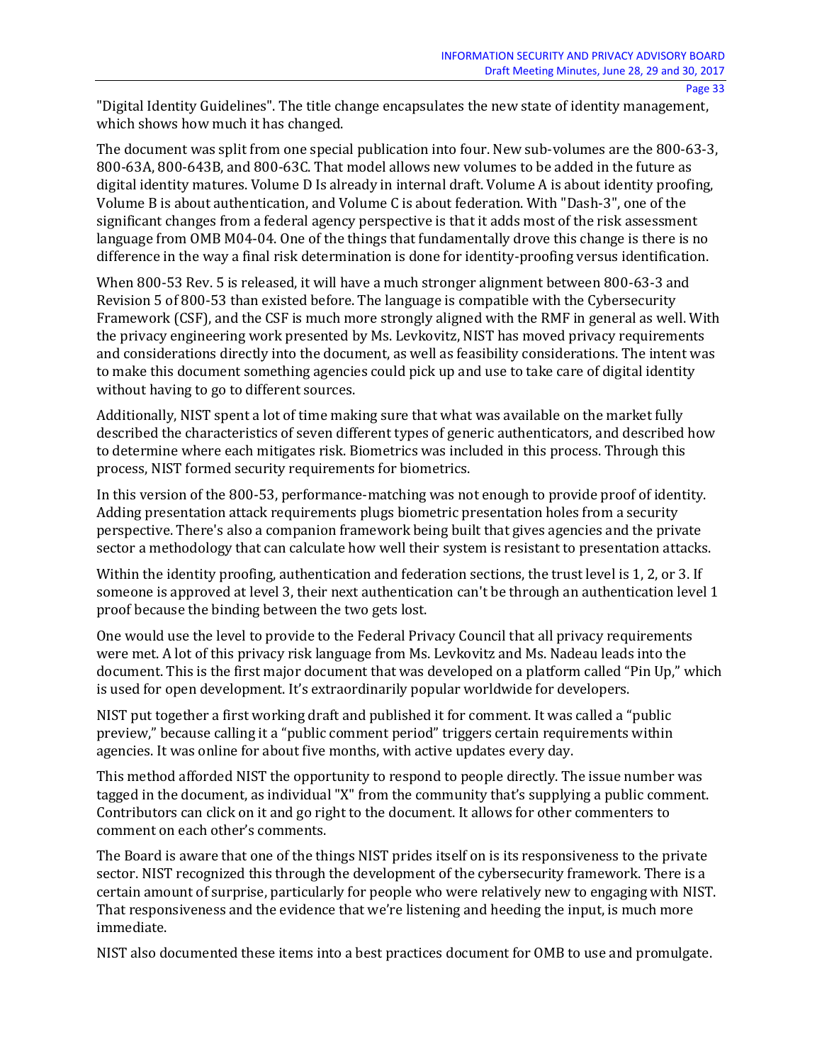"Digital Identity Guidelines". The title change encapsulates the new state of identity management, which shows how much it has changed.

The document was split from one special publication into four. New sub-volumes are the 800-63-3, 800-63A, 800-643B, and 800-63C. That model allows new volumes to be added in the future as digital identity matures. Volume D Is already in internal draft. Volume A is about identity proofing, Volume B is about authentication, and Volume C is about federation. With "Dash-3", one of the significant changes from a federal agency perspective is that it adds most of the risk assessment language from OMB M04-04. One of the things that fundamentally drove this change is there is no difference in the way a final risk determination is done for identity-proofing versus identification.

When 800-53 Rev. 5 is released, it will have a much stronger alignment between 800-63-3 and Revision 5 of 800-53 than existed before. The language is compatible with the Cybersecurity Framework (CSF), and the CSF is much more strongly aligned with the RMF in general as well. With the privacy engineering work presented by Ms. Levkovitz, NIST has moved privacy requirements and considerations directly into the document, as well as feasibility considerations. The intent was to make this document something agencies could pick up and use to take care of digital identity without having to go to different sources.

Additionally, NIST spent a lot of time making sure that what was available on the market fully described the characteristics of seven different types of generic authenticators, and described how to determine where each mitigates risk. Biometrics was included in this process. Through this process, NIST formed security requirements for biometrics.

In this version of the 800-53, performance-matching was not enough to provide proof of identity. Adding presentation attack requirements plugs biometric presentation holes from a security perspective. There's also a companion framework being built that gives agencies and the private sector a methodology that can calculate how well their system is resistant to presentation attacks.

Within the identity proofing, authentication and federation sections, the trust level is 1, 2, or 3. If someone is approved at level 3, their next authentication can't be through an authentication level 1 proof because the binding between the two gets lost.

One would use the level to provide to the Federal Privacy Council that all privacy requirements were met. A lot of this privacy risk language from Ms. Levkovitz and Ms. Nadeau leads into the document. This is the first major document that was developed on a platform called "Pin Up," which is used for open development. It's extraordinarily popular worldwide for developers.

NIST put together a first working draft and published it for comment. It was called a "public preview," because calling it a "public comment period" triggers certain requirements within agencies. It was online for about five months, with active updates every day.

This method afforded NIST the opportunity to respond to people directly. The issue number was tagged in the document, as individual "X" from the community that's supplying a public comment. Contributors can click on it and go right to the document. It allows for other commenters to comment on each other's comments.

The Board is aware that one of the things NIST prides itself on is its responsiveness to the private sector. NIST recognized this through the development of the cybersecurity framework. There is a certain amount of surprise, particularly for people who were relatively new to engaging with NIST. That responsiveness and the evidence that we're listening and heeding the input, is much more immediate.

NIST also documented these items into a best practices document for OMB to use and promulgate.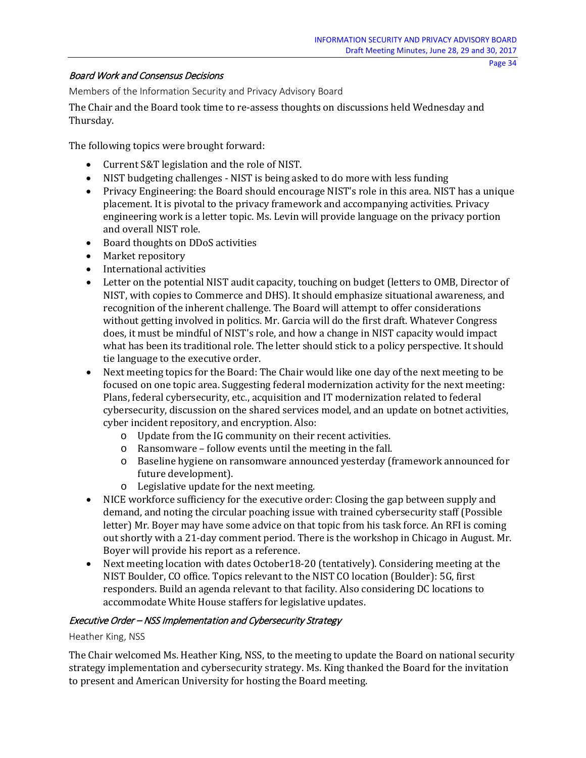### *Board Work and Consensus Decisions*

Members of the Information Security and Privacy Advisory Board

The Chair and the Board took time to re-assess thoughts on discussions held Wednesday and Thursday.

The following topics were brought forward:

- Current S&T legislation and the role of NIST.
- NIST budgeting challenges - NIST is being asked to do more with less funding
- Privacy Engineering: the Board should encourage NIST's role in this area. NIST has a unique placement. It is pivotal to the privacy framework and accompanying activities. Privacy engineering work is a letter topic. Ms. Levin will provide language on the privacy portion and overall NIST role.
- Board thoughts on DDoS activities
- Market repository
- International activities
- Letter on the potential NIST audit capacity, touching on budget (letters to OMB, Director of NIST, with copies to Commerce and DHS). It should emphasize situational awareness, and recognition of the inherent challenge. The Board will attempt to offer considerations without getting involved in politics. Mr. Garcia will do the first draft. Whatever Congress does, it must be mindful of NIST's role, and how a change in NIST capacity would impact what has been its traditional role. The letter should stick to a policy perspective. It should tie language to the executive order.
- Next meeting topics for the Board: The Chair would like one day of the next meeting to be focused on one topic area. Suggesting federal modernization activity for the next meeting: Plans, federal cybersecurity, etc., acquisition and IT modernization related to federal cybersecurity, discussion on the shared services model, and an update on botnet activities, cyber incident repository, and encryption. Also:
    - Update from the IG community on their recent activities.
    - Ransomware – follow events until the meeting in the fall.
    - Baseline hygiene on ransomware announced yesterday (framework announced for future development).
    - Legislative update for the next meeting.
- NICE workforce sufficiency for the executive order: Closing the gap between supply and demand, and noting the circular poaching issue with trained cybersecurity staff (Possible letter) Mr. Boyer may have some advice on that topic from his task force. An RFI is coming out shortly with a 21-day comment period. There is the workshop in Chicago in August. Mr. Boyer will provide his report as a reference.
- Next meeting location with dates October18-20 (tentatively). Considering meeting at the NIST Boulder, CO office. Topics relevant to the NIST CO location (Boulder): 5G, first responders. Build an agenda relevant to that facility. Also considering DC locations to accommodate White House staffers for legislative updates.

### *Executive Order – NSS Implementation and Cybersecurity Strategy*

Heather King, NSS

The Chair welcomed Ms. Heather King, NSS, to the meeting to update the Board on national security strategy implementation and cybersecurity strategy. Ms. King thanked the Board for the invitation to present and American University for hosting the Board meeting.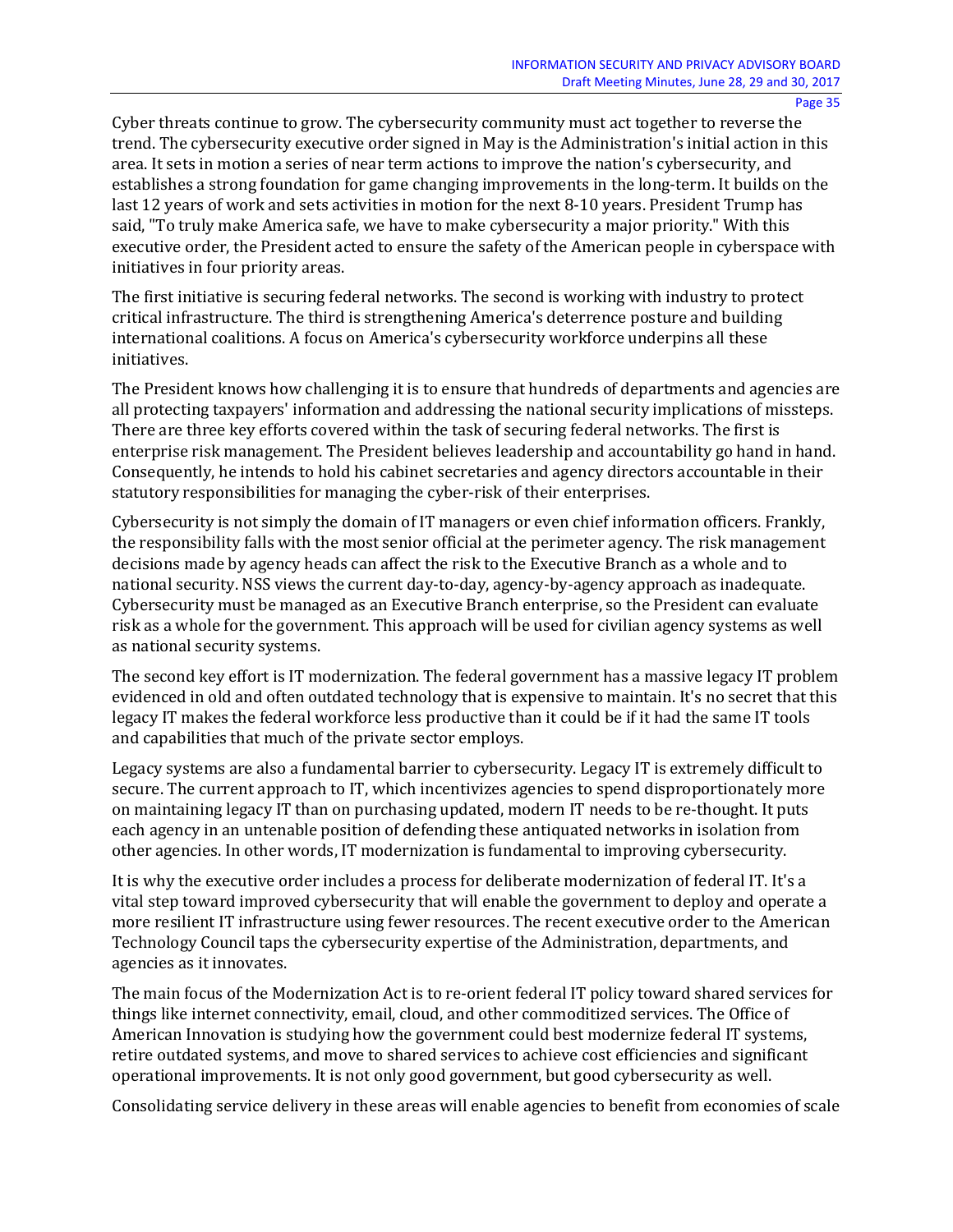Cyber threats continue to grow. The cybersecurity community must act together to reverse the trend. The cybersecurity executive order signed in May is the Administration's initial action in this area. It sets in motion a series of near term actions to improve the nation's cybersecurity, and establishes a strong foundation for game changing improvements in the long-term. It builds on the last 12 years of work and sets activities in motion for the next 8-10 years. President Trump has said, "To truly make America safe, we have to make cybersecurity a major priority." With this executive order, the President acted to ensure the safety of the American people in cyberspace with initiatives in four priority areas.

The first initiative is securing federal networks. The second is working with industry to protect critical infrastructure. The third is strengthening America's deterrence posture and building international coalitions. A focus on America's cybersecurity workforce underpins all these initiatives.

The President knows how challenging it is to ensure that hundreds of departments and agencies are all protecting taxpayers' information and addressing the national security implications of missteps. There are three key efforts covered within the task of securing federal networks. The first is enterprise risk management. The President believes leadership and accountability go hand in hand. Consequently, he intends to hold his cabinet secretaries and agency directors accountable in their statutory responsibilities for managing the cyber-risk of their enterprises.

Cybersecurity is not simply the domain of IT managers or even chief information officers. Frankly, the responsibility falls with the most senior official at the perimeter agency. The risk management decisions made by agency heads can affect the risk to the Executive Branch as a whole and to national security. NSS views the current day-to-day, agency-by-agency approach as inadequate. Cybersecurity must be managed as an Executive Branch enterprise, so the President can evaluate risk as a whole for the government. This approach will be used for civilian agency systems as well as national security systems.

The second key effort is IT modernization. The federal government has a massive legacy IT problem evidenced in old and often outdated technology that is expensive to maintain. It's no secret that this legacy IT makes the federal workforce less productive than it could be if it had the same IT tools and capabilities that much of the private sector employs.

Legacy systems are also a fundamental barrier to cybersecurity. Legacy IT is extremely difficult to secure. The current approach to IT, which incentivizes agencies to spend disproportionately more on maintaining legacy IT than on purchasing updated, modern IT needs to be re-thought. It puts each agency in an untenable position of defending these antiquated networks in isolation from other agencies. In other words, IT modernization is fundamental to improving cybersecurity.

It is why the executive order includes a process for deliberate modernization of federal IT. It's a vital step toward improved cybersecurity that will enable the government to deploy and operate a more resilient IT infrastructure using fewer resources. The recent executive order to the American Technology Council taps the cybersecurity expertise of the Administration, departments, and agencies as it innovates.

The main focus of the Modernization Act is to re-orient federal IT policy toward shared services for things like internet connectivity, email, cloud, and other commoditized services. The Office of American Innovation is studying how the government could best modernize federal IT systems, retire outdated systems, and move to shared services to achieve cost efficiencies and significant operational improvements. It is not only good government, but good cybersecurity as well.

Consolidating service delivery in these areas will enable agencies to benefit from economies of scale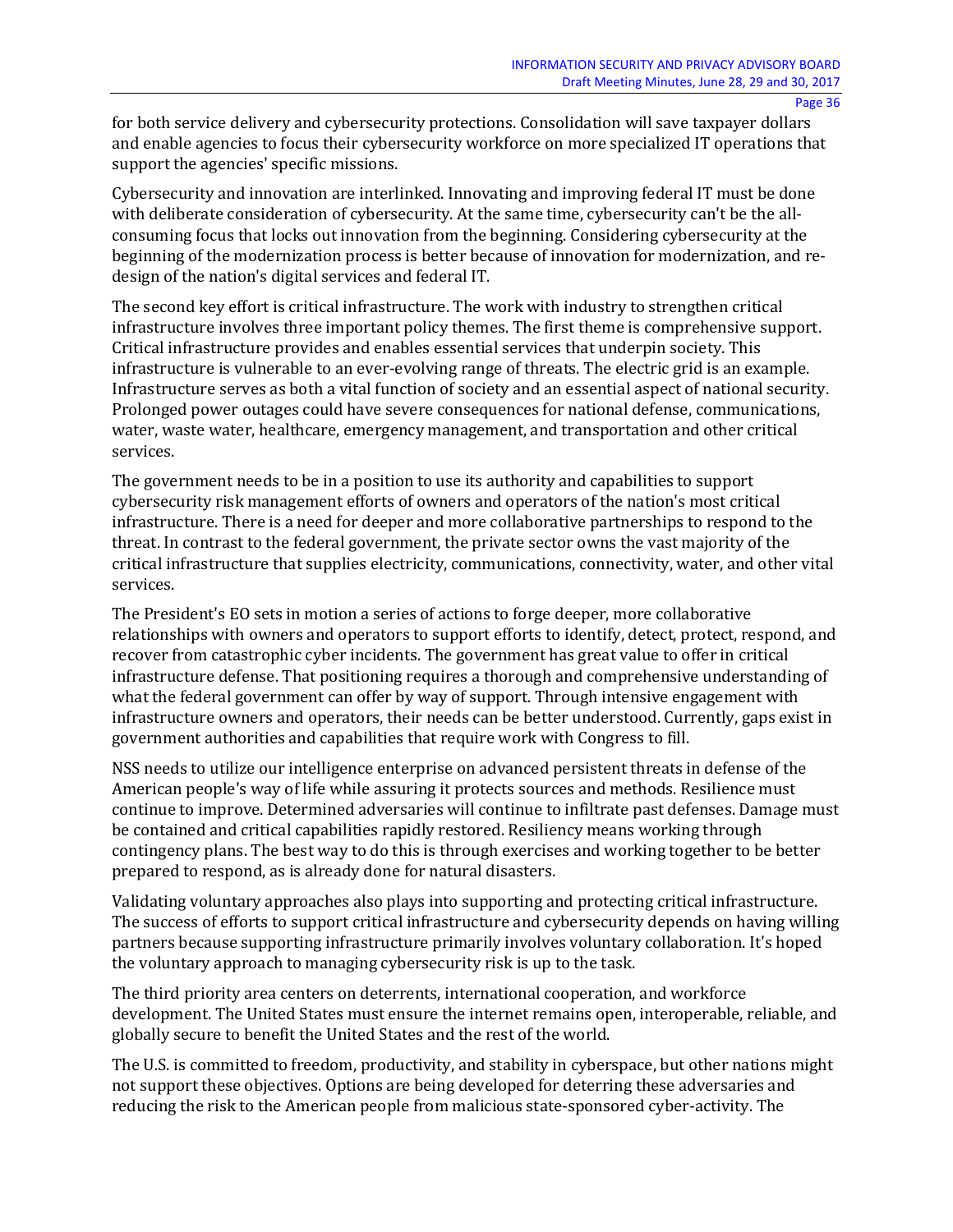for both service delivery and cybersecurity protections. Consolidation will save taxpayer dollars and enable agencies to focus their cybersecurity workforce on more specialized IT operations that support the agencies' specific missions.

Cybersecurity and innovation are interlinked. Innovating and improving federal IT must be done with deliberate consideration of cybersecurity. At the same time, cybersecurity can't be the all-consuming focus that locks out innovation from the beginning. Considering cybersecurity at the beginning of the modernization process is better because of innovation for modernization, and re-design of the nation's digital services and federal IT.

The second key effort is critical infrastructure. The work with industry to strengthen critical infrastructure involves three important policy themes. The first theme is comprehensive support. Critical infrastructure provides and enables essential services that underpin society. This infrastructure is vulnerable to an ever-evolving range of threats. The electric grid is an example. Infrastructure serves as both a vital function of society and an essential aspect of national security. Prolonged power outages could have severe consequences for national defense, communications, water, waste water, healthcare, emergency management, and transportation and other critical services.

The government needs to be in a position to use its authority and capabilities to support cybersecurity risk management efforts of owners and operators of the nation's most critical infrastructure. There is a need for deeper and more collaborative partnerships to respond to the threat. In contrast to the federal government, the private sector owns the vast majority of the critical infrastructure that supplies electricity, communications, connectivity, water, and other vital services.

The President's EO sets in motion a series of actions to forge deeper, more collaborative relationships with owners and operators to support efforts to identify, detect, protect, respond, and recover from catastrophic cyber incidents. The government has great value to offer in critical infrastructure defense. That positioning requires a thorough and comprehensive understanding of what the federal government can offer by way of support. Through intensive engagement with infrastructure owners and operators, their needs can be better understood. Currently, gaps exist in government authorities and capabilities that require work with Congress to fill.

NSS needs to utilize our intelligence enterprise on advanced persistent threats in defense of the American people's way of life while assuring it protects sources and methods. Resilience must continue to improve. Determined adversaries will continue to infiltrate past defenses. Damage must be contained and critical capabilities rapidly restored. Resiliency means working through contingency plans. The best way to do this is through exercises and working together to be better prepared to respond, as is already done for natural disasters.

Validating voluntary approaches also plays into supporting and protecting critical infrastructure. The success of efforts to support critical infrastructure and cybersecurity depends on having willing partners because supporting infrastructure primarily involves voluntary collaboration. It's hoped the voluntary approach to managing cybersecurity risk is up to the task.

The third priority area centers on deterrents, international cooperation, and workforce development. The United States must ensure the internet remains open, interoperable, reliable, and globally secure to benefit the United States and the rest of the world.

The U.S. is committed to freedom, productivity, and stability in cyberspace, but other nations might not support these objectives. Options are being developed for deterring these adversaries and reducing the risk to the American people from malicious state-sponsored cyber-activity. The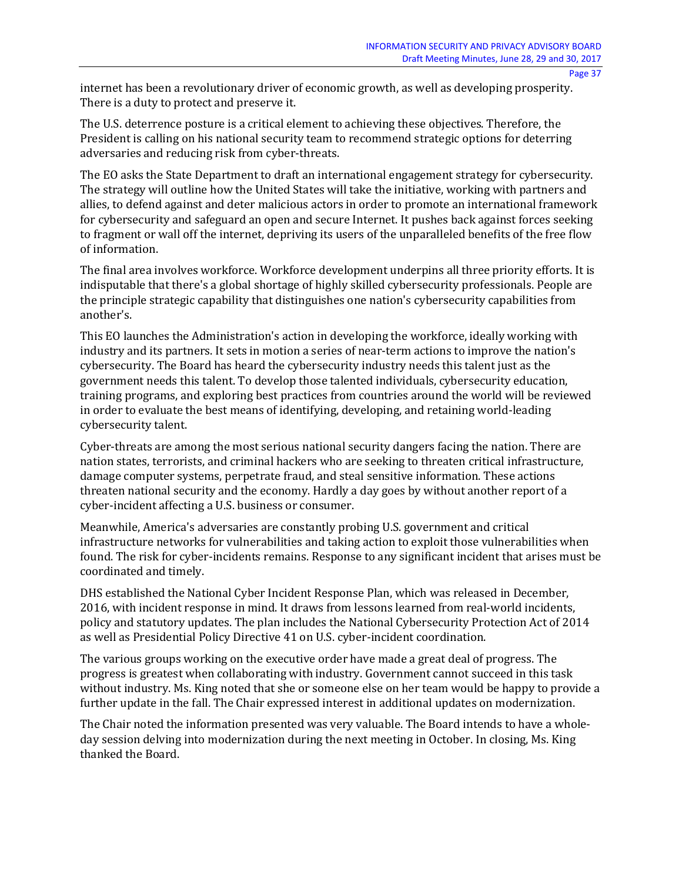internet has been a revolutionary driver of economic growth, as well as developing prosperity. There is a duty to protect and preserve it.

The U.S. deterrence posture is a critical element to achieving these objectives. Therefore, the President is calling on his national security team to recommend strategic options for deterring adversaries and reducing risk from cyber-threats.

The EO asks the State Department to draft an international engagement strategy for cybersecurity. The strategy will outline how the United States will take the initiative, working with partners and allies, to defend against and deter malicious actors in order to promote an international framework for cybersecurity and safeguard an open and secure Internet. It pushes back against forces seeking to fragment or wall off the internet, depriving its users of the unparalleled benefits of the free flow of information.

The final area involves workforce. Workforce development underpins all three priority efforts. It is indisputable that there's a global shortage of highly skilled cybersecurity professionals. People are the principle strategic capability that distinguishes one nation's cybersecurity capabilities from another's.

This EO launches the Administration's action in developing the workforce, ideally working with industry and its partners. It sets in motion a series of near-term actions to improve the nation's cybersecurity. The Board has heard the cybersecurity industry needs this talent just as the government needs this talent. To develop those talented individuals, cybersecurity education, training programs, and exploring best practices from countries around the world will be reviewed in order to evaluate the best means of identifying, developing, and retaining world-leading cybersecurity talent.

Cyber-threats are among the most serious national security dangers facing the nation. There are nation states, terrorists, and criminal hackers who are seeking to threaten critical infrastructure, damage computer systems, perpetrate fraud, and steal sensitive information. These actions threaten national security and the economy. Hardly a day goes by without another report of a cyber-incident affecting a U.S. business or consumer.

Meanwhile, America's adversaries are constantly probing U.S. government and critical infrastructure networks for vulnerabilities and taking action to exploit those vulnerabilities when found. The risk for cyber-incidents remains. Response to any significant incident that arises must be coordinated and timely.

DHS established the National Cyber Incident Response Plan, which was released in December, 2016, with incident response in mind. It draws from lessons learned from real-world incidents, policy and statutory updates. The plan includes the National Cybersecurity Protection Act of 2014 as well as Presidential Policy Directive 41 on U.S. cyber-incident coordination.

The various groups working on the executive order have made a great deal of progress. The progress is greatest when collaborating with industry. Government cannot succeed in this task without industry. Ms. King noted that she or someone else on her team would be happy to provide a further update in the fall. The Chair expressed interest in additional updates on modernization.

The Chair noted the information presented was very valuable. The Board intends to have a whole-day session delving into modernization during the next meeting in October. In closing, Ms. King thanked the Board.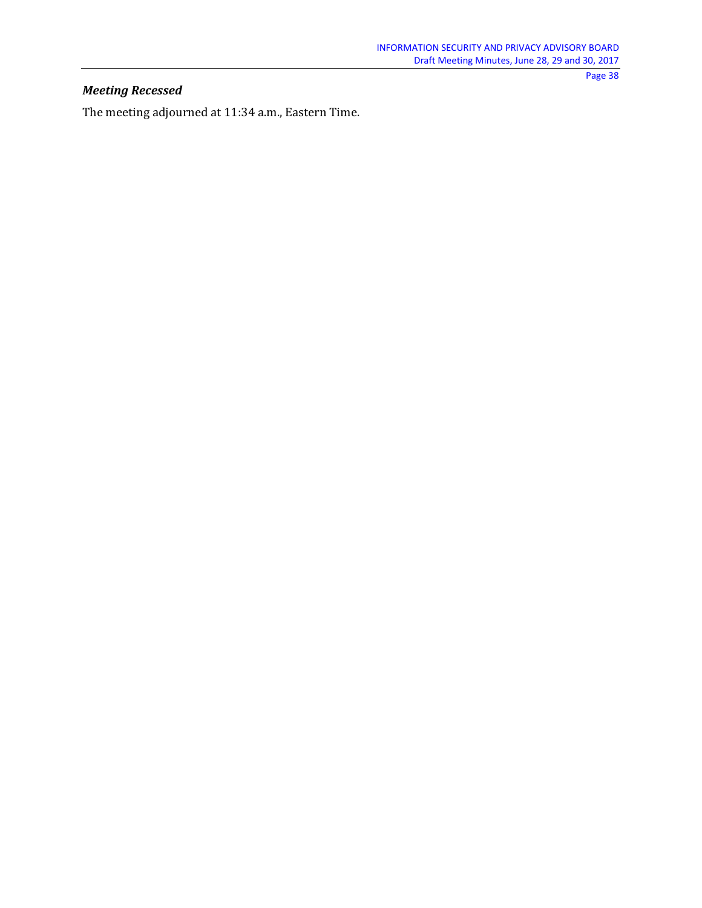### *Meeting Recessed*

The meeting adjourned at 11:34 a.m., Eastern Time.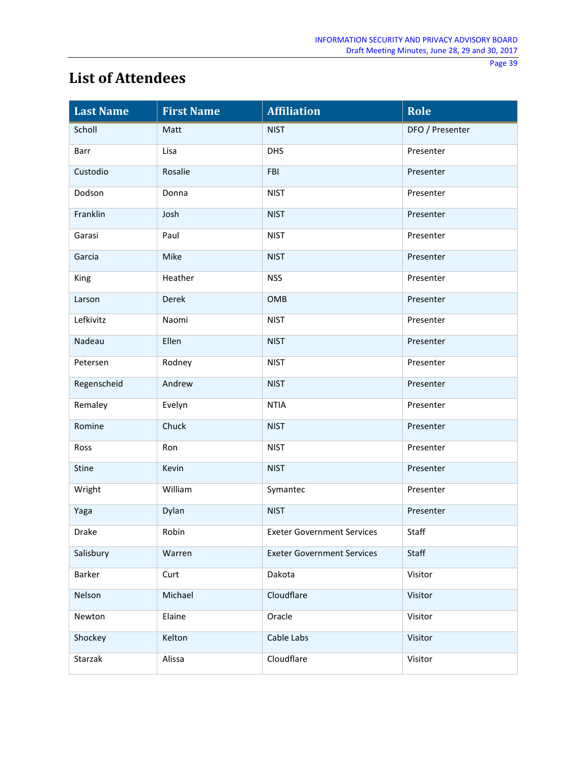# List of Attendees

| Last Name | First Name | Affiliation | Role |
|---|---|---|---|
| Scholl | Matt | NIST | DFO / Presenter |
| Barr | Lisa | DHS | Presenter |
| Custodio | Rosalie | FBI | Presenter |
| Dodson | Donna | NIST | Presenter |
| Franklin | Josh | NIST | Presenter |
| Garasi | Paul | NIST | Presenter |
| Garcia | Mike | NIST | Presenter |
| King | Heather | NSS | Presenter |
| Larson | Derek | OMB | Presenter |
| Lefkivitz | Naomi | NIST | Presenter |
| Nadeau | Ellen | NIST | Presenter |
| Petersen | Rodney | NIST | Presenter |
| Regenscheid | Andrew | NIST | Presenter |
| Remaley | Evelyn | NTIA | Presenter |
| Romine | Chuck | NIST | Presenter |
| Ross | Ron | NIST | Presenter |
| Stine | Kevin | NIST | Presenter |
| Wright | William | Symantec | Presenter |
| Yaga | Dylan | NIST | Presenter |
| Drake | Robin | Exeter Government Services | Staff |
| Salisbury | Warren | Exeter Government Services | Staff |
| Barker | Curt | Dakota | Visitor |
| Nelson | Michael | Cloudflare | Visitor |
| Newton | Elaine | Oracle | Visitor |
| Shockey | Kelton | Cable Labs | Visitor |
| Starzak | Alissa | Cloudflare | Visitor |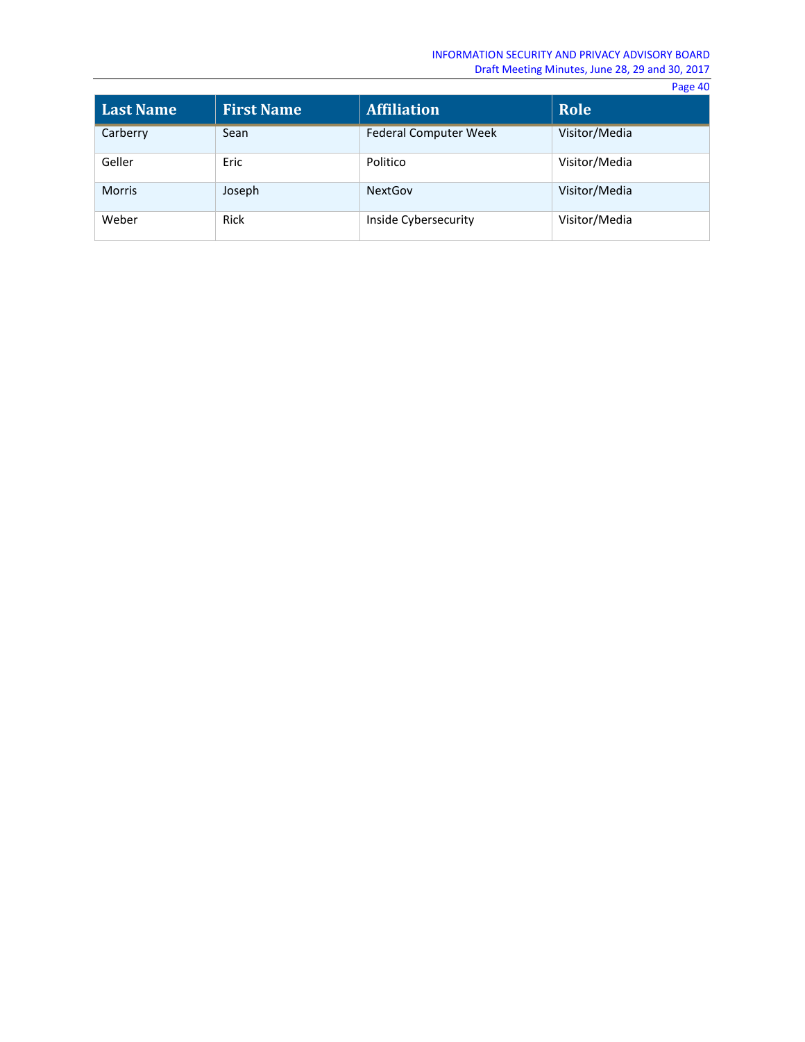| Last Name | First Name | Affiliation | Role |
|---|---|---|---|
| Carberry | Sean | Federal Computer Week | Visitor/Media |
| Geller | Eric | Politico | Visitor/Media |
| Morris | Joseph | NextGov | Visitor/Media |
| Weber | Rick | Inside Cybersecurity | Visitor/Media |